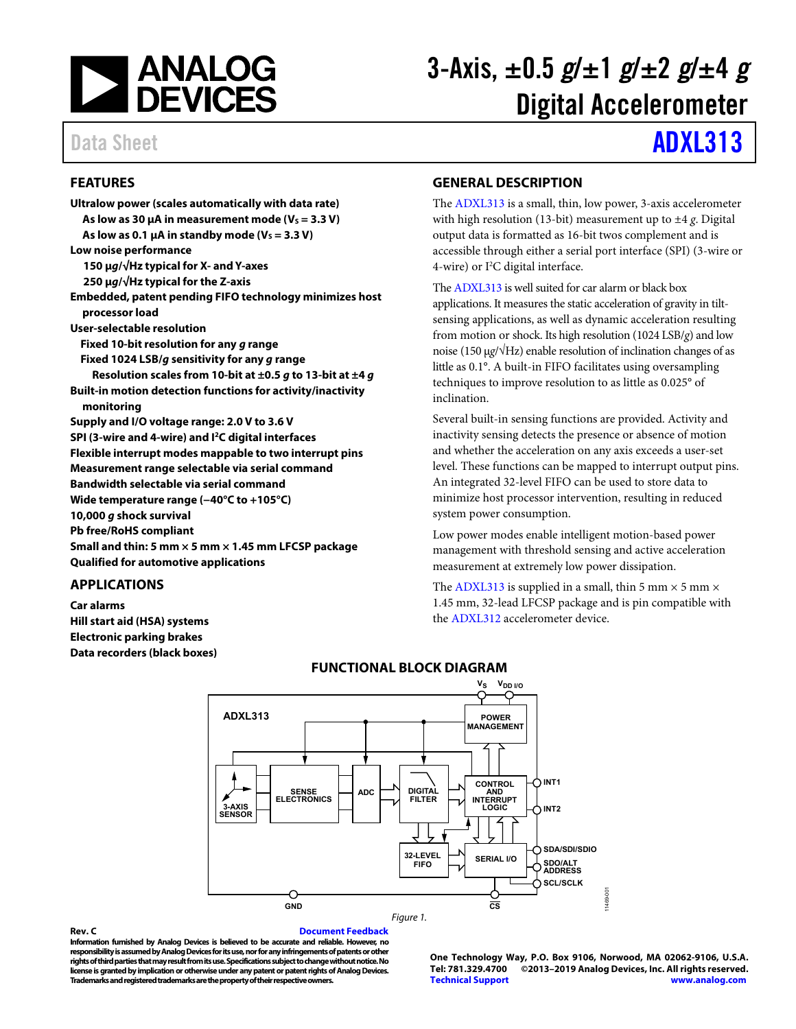# 3-Axis, ±0.5 *g*/±1 *g*/±2 *g*/±4 *g* Digital Accelerometer

Data Sheet **ADXL313**

## FEATURES

**Ultralow power (scales automatically with data rate)**
- **As low as 30 µA in measurement mode ($V_S$ = 3.3 V)**
- **As low as 0.1 µA in standby mode ($V_S$ = 3.3 V)**

**Low noise performance**
- **150 µ*g*/√Hz typical for X- and Y-axes**
- **250 µ*g*/√Hz typical for the Z-axis**

**Embedded, patent pending FIFO technology minimizes host processor load**

**User-selectable resolution**
- **Fixed 10-bit resolution for any *g* range**
- **Fixed 1024 LSB/*g* sensitivity for any *g* range**
  - **Resolution scales from 10-bit at ±0.5 *g* to 13-bit at ±4 *g***

**Built-in motion detection functions for activity/inactivity monitoring**

**Supply and I/O voltage range: 2.0 V to 3.6 V**

**SPI (3-wire and 4-wire) and I²C digital interfaces**

**Flexible interrupt modes mappable to two interrupt pins**

**Measurement range selectable via serial command**

**Bandwidth selectable via serial command**

**Wide temperature range (−40°C to +105°C)**

**10,000 *g* shock survival**

**Pb free/RoHS compliant**

**Small and thin: 5 mm × 5 mm × 1.45 mm LFCSP package**

**Qualified for automotive applications**

## APPLICATIONS

**Car alarms**
**Hill start aid (HSA) systems**
**Electronic parking brakes**
**Data recorders (black boxes)**

## GENERAL DESCRIPTION

The ADXL313 is a small, thin, low power, 3-axis accelerometer with high resolution (13-bit) measurement up to ±4 *g*. Digital output data is formatted as 16-bit twos complement and is accessible through either a serial port interface (SPI) (3-wire or 4-wire) or I²C digital interface.

The ADXL313 is well suited for car alarm or black box applications. It measures the static acceleration of gravity in tilt-sensing applications, as well as dynamic acceleration resulting from motion or shock. Its high resolution (1024 LSB/*g*) and low noise (150 µ*g*/√Hz) enable resolution of inclination changes of as little as 0.1°. A built-in FIFO facilitates using oversampling techniques to improve resolution to as little as 0.025° of inclination.

Several built-in sensing functions are provided. Activity and inactivity sensing detects the presence or absence of motion and whether the acceleration on any axis exceeds a user-set level. These functions can be mapped to interrupt output pins. An integrated 32-level FIFO can be used to store data to minimize host processor intervention, resulting in reduced system power consumption.

Low power modes enable intelligent motion-based power management with threshold sensing and active acceleration measurement at extremely low power dissipation.

The ADXL313 is supplied in a small, thin 5 mm × 5 mm × 1.45 mm, 32-lead LFCSP package and is pin compatible with the ADXL312 accelerometer device.

## FUNCTIONAL BLOCK DIAGRAM

Figure 1.

**Rev. C** Document Feedback

**Information furnished by Analog Devices is believed to be accurate and reliable. However, no responsibility is assumed by Analog Devices for its use, nor for any infringements of patents or other rights of third parties that may result from its use. Specifications subject to change without notice. No license is granted by implication or otherwise under any patent or patent rights of Analog Devices. Trademarks and registered trademarks are the property of their respective owners.**

**One Technology Way, P.O. Box 9106, Norwood, MA 02062-9106, U.S.A.**
**Tel: 781.329.4700 ©2013–2019 Analog Devices, Inc. All rights reserved.**
**Technical Support www.analog.com**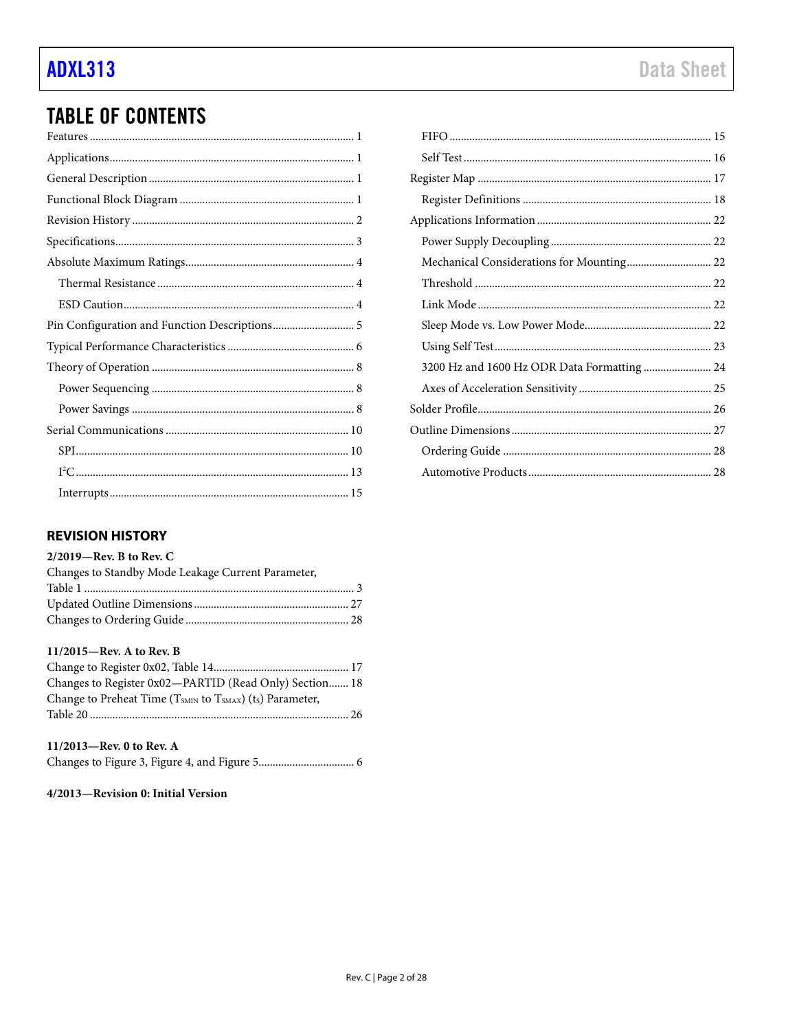## TABLE OF CONTENTS

Features ... 1
Applications ... 1
General Description ... 1
Functional Block Diagram ... 1
Revision History ... 2
Specifications ... 3
Absolute Maximum Ratings ... 4
  Thermal Resistance ... 4
  ESD Caution ... 4
Pin Configuration and Function Descriptions ... 5
Typical Performance Characteristics ... 6
Theory of Operation ... 8
  Power Sequencing ... 8
  Power Savings ... 8
Serial Communications ... 10
  SPI ... 10
  I²C ... 13
  Interrupts ... 15
  FIFO ... 15
  Self Test ... 16
Register Map ... 17
  Register Definitions ... 18
Applications Information ... 22
  Power Supply Decoupling ... 22
  Mechanical Considerations for Mounting ... 22
  Threshold ... 22
  Link Mode ... 22
  Sleep Mode vs. Low Power Mode ... 22
  Using Self Test ... 23
  3200 Hz and 1600 Hz ODR Data Formatting ... 24
  Axes of Acceleration Sensitivity ... 25
Solder Profile ... 26
Outline Dimensions ... 27
  Ordering Guide ... 28
  Automotive Products ... 28

### REVISION HISTORY

**2/2019—Rev. B to Rev. C**

Changes to Standby Mode Leakage Current Parameter, Table 1 ... 3
Updated Outline Dimensions ... 27
Changes to Ordering Guide ... 28

**11/2015—Rev. A to Rev. B**

Change to Register 0x02, Table 14 ... 17
Changes to Register 0x02—PARTID (Read Only) Section ... 18
Change to Preheat Time ($T_{SMIN}$ to $T_{SMAX}$) ($t_S$) Parameter, Table 20 ... 26

**11/2013—Rev. 0 to Rev. A**

Changes to Figure 3, Figure 4, and Figure 5 ... 6

**4/2013—Revision 0: Initial Version**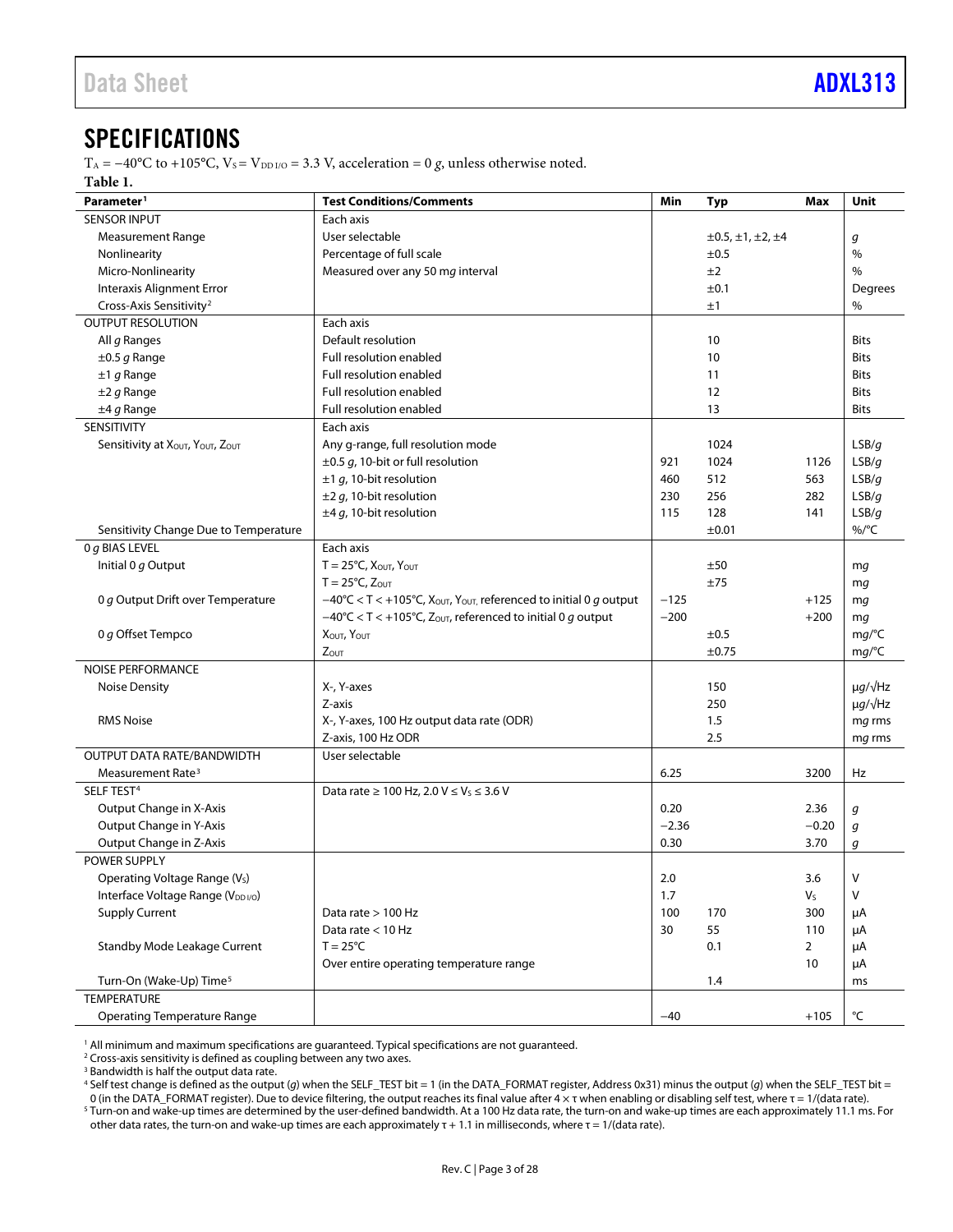## SPECIFICATIONS

$T_A = -40°C$ to $+105°C$, $V_S = V_{DD\,I/O} = 3.3$ V, acceleration = 0 *g*, unless otherwise noted.

**Table 1.**

| Parameter[1] | Test Conditions/Comments | Min | Typ | Max | Unit |
|---|---|---|---|---|---|
| SENSOR INPUT | Each axis | | | | |
| Measurement Range | User selectable | | ±0.5, ±1, ±2, ±4 | | *g* |
| Nonlinearity | Percentage of full scale | | ±0.5 | | % |
| Micro-Nonlinearity | Measured over any 50 m*g* interval | | ±2 | | % |
| Interaxis Alignment Error | | | ±0.1 | | Degrees |
| Cross-Axis Sensitivity[2] | | | ±1 | | % |
| OUTPUT RESOLUTION | Each axis | | | | |
| All *g* Ranges | Default resolution | | 10 | | Bits |
| ±0.5 *g* Range | Full resolution enabled | | 10 | | Bits |
| ±1 *g* Range | Full resolution enabled | | 11 | | Bits |
| ±2 *g* Range | Full resolution enabled | | 12 | | Bits |
| ±4 *g* Range | Full resolution enabled | | 13 | | Bits |
| SENSITIVITY | Each axis | | | | |
| Sensitivity at $X_{OUT}$, $Y_{OUT}$, $Z_{OUT}$ | Any g-range, full resolution mode | | 1024 | | LSB/*g* |
| | ±0.5 *g*, 10-bit or full resolution | 921 | 1024 | 1126 | LSB/*g* |
| | ±1 *g*, 10-bit resolution | 460 | 512 | 563 | LSB/*g* |
| | ±2 *g*, 10-bit resolution | 230 | 256 | 282 | LSB/*g* |
| | ±4 *g*, 10-bit resolution | 115 | 128 | 141 | LSB/*g* |
| Sensitivity Change Due to Temperature | | | ±0.01 | | %/°C |
| 0 *g* BIAS LEVEL | Each axis | | | | |
| Initial 0 *g* Output | T = 25°C, $X_{OUT}$, $Y_{OUT}$ | | ±50 | | m*g* |
| | T = 25°C, $Z_{OUT}$ | | ±75 | | m*g* |
| 0 *g* Output Drift over Temperature | −40°C < T < +105°C, $X_{OUT}$, $Y_{OUT}$, referenced to initial 0 *g* output | −125 | | +125 | m*g* |
| | −40°C < T < +105°C, $Z_{OUT}$, referenced to initial 0 *g* output | −200 | | +200 | m*g* |
| 0 *g* Offset Tempco | $X_{OUT}$, $Y_{OUT}$ | | ±0.5 | | m*g*/°C |
| | $Z_{OUT}$ | | ±0.75 | | m*g*/°C |
| NOISE PERFORMANCE | | | | | |
| Noise Density | X-, Y-axes | | 150 | | µ*g*/√Hz |
| | Z-axis | | 250 | | µ*g*/√Hz |
| RMS Noise | X-, Y-axes, 100 Hz output data rate (ODR) | | 1.5 | | m*g* rms |
| | Z-axis, 100 Hz ODR | | 2.5 | | m*g* rms |
| OUTPUT DATA RATE/BANDWIDTH | User selectable | | | | |
| Measurement Rate[3] | | 6.25 | | 3200 | Hz |
| SELF TEST[4] | Data rate ≥ 100 Hz, 2.0 V ≤ $V_S$ ≤ 3.6 V | | | | |
| Output Change in X-Axis | | 0.20 | | 2.36 | *g* |
| Output Change in Y-Axis | | −2.36 | | −0.20 | *g* |
| Output Change in Z-Axis | | 0.30 | | 3.70 | *g* |
| POWER SUPPLY | | | | | |
| Operating Voltage Range ($V_S$) | | 2.0 | | 3.6 | V |
| Interface Voltage Range ($V_{DD\,I/O}$) | | 1.7 | | $V_S$ | V |
| Supply Current | Data rate > 100 Hz | 100 | 170 | 300 | µA |
| | Data rate < 10 Hz | 30 | 55 | 110 | µA |
| Standby Mode Leakage Current | T = 25°C | | 0.1 | 2 | µA |
| | Over entire operating temperature range | | | 10 | µA |
| Turn-On (Wake-Up) Time[5] | | | 1.4 | | ms |
| TEMPERATURE | | | | | |
| Operating Temperature Range | | −40 | | +105 | °C |

[1] All minimum and maximum specifications are guaranteed. Typical specifications are not guaranteed.
[2] Cross-axis sensitivity is defined as coupling between any two axes.
[3] Bandwidth is half the output data rate.
[4] Self test change is defined as the output (*g*) when the SELF_TEST bit = 1 (in the DATA_FORMAT register, Address 0x31) minus the output (*g*) when the SELF_TEST bit = 0 (in the DATA_FORMAT register). Due to device filtering, the output reaches its final value after 4 × τ when enabling or disabling self test, where τ = 1/(data rate).
[5] Turn-on and wake-up times are determined by the user-defined bandwidth. At a 100 Hz data rate, the turn-on and wake-up times are each approximately 11.1 ms. For other data rates, the turn-on and wake-up times are each approximately τ + 1.1 in milliseconds, where τ = 1/(data rate).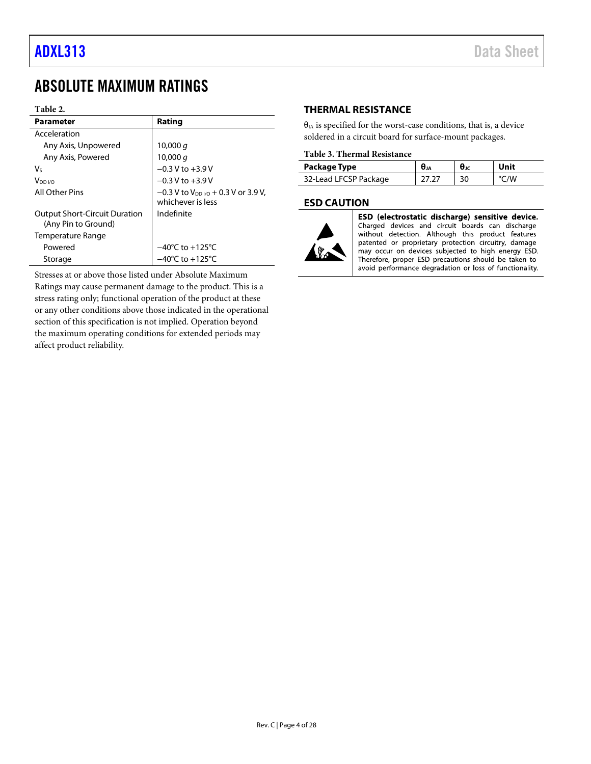# ABSOLUTE MAXIMUM RATINGS

**Table 2.**

| Parameter | Rating |
|---|---|
| Acceleration | |
| Any Axis, Unpowered | 10,000 *g* |
| Any Axis, Powered | 10,000 *g* |
| $V_S$ | −0.3 V to +3.9 V |
| $V_{DD\ I/O}$ | −0.3 V to +3.9 V |
| All Other Pins | −0.3 V to $V_{DD\ I/O}$ + 0.3 V or 3.9 V, whichever is less |
| Output Short-Circuit Duration (Any Pin to Ground) | Indefinite |
| Temperature Range | |
| Powered | −40°C to +125°C |
| Storage | −40°C to +125°C |

Stresses at or above those listed under Absolute Maximum Ratings may cause permanent damage to the product. This is a stress rating only; functional operation of the product at these or any other conditions above those indicated in the operational section of this specification is not implied. Operation beyond the maximum operating conditions for extended periods may affect product reliability.

## THERMAL RESISTANCE

$\theta_{JA}$ is specified for the worst-case conditions, that is, a device soldered in a circuit board for surface-mount packages.

**Table 3. Thermal Resistance**

| Package Type | $\theta_{JA}$ | $\theta_{JC}$ | Unit |
|---|---|---|---|
| 32-Lead LFCSP Package | 27.27 | 30 | °C/W |

## ESD CAUTION

**ESD (electrostatic discharge) sensitive device.** Charged devices and circuit boards can discharge without detection. Although this product features patented or proprietary protection circuitry, damage may occur on devices subjected to high energy ESD. Therefore, proper ESD precautions should be taken to avoid performance degradation or loss of functionality.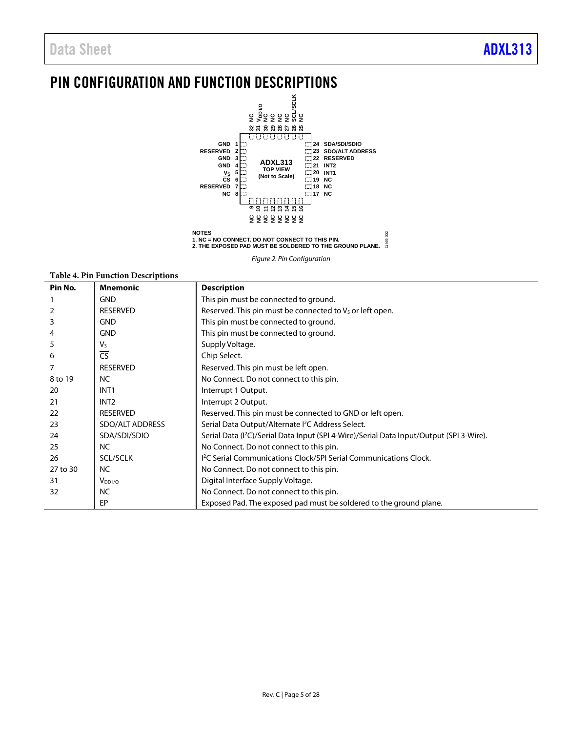# PIN CONFIGURATION AND FUNCTION DESCRIPTIONS

NOTES
1. NC = NO CONNECT. DO NOT CONNECT TO THIS PIN.
2. THE EXPOSED PAD MUST BE SOLDERED TO THE GROUND PLANE.

*Figure 2. Pin Configuration*

**Table 4. Pin Function Descriptions**

| Pin No. | Mnemonic | Description |
|---|---|---|
| 1 | GND | This pin must be connected to ground. |
| 2 | RESERVED | Reserved. This pin must be connected to $V_S$ or left open. |
| 3 | GND | This pin must be connected to ground. |
| 4 | GND | This pin must be connected to ground. |
| 5 | $V_S$ | Supply Voltage. |
| 6 | $\overline{CS}$ | Chip Select. |
| 7 | RESERVED | Reserved. This pin must be left open. |
| 8 to 19 | NC | No Connect. Do not connect to this pin. |
| 20 | INT1 | Interrupt 1 Output. |
| 21 | INT2 | Interrupt 2 Output. |
| 22 | RESERVED | Reserved. This pin must be connected to GND or left open. |
| 23 | SDO/ALT ADDRESS | Serial Data Output/Alternate I²C Address Select. |
| 24 | SDA/SDI/SDIO | Serial Data (I²C)/Serial Data Input (SPI 4-Wire)/Serial Data Input/Output (SPI 3-Wire). |
| 25 | NC | No Connect. Do not connect to this pin. |
| 26 | SCL/SCLK | I²C Serial Communications Clock/SPI Serial Communications Clock. |
| 27 to 30 | NC | No Connect. Do not connect to this pin. |
| 31 | $V_{DD\ I/O}$ | Digital Interface Supply Voltage. |
| 32 | NC | No Connect. Do not connect to this pin. |
| | EP | Exposed Pad. The exposed pad must be soldered to the ground plane. |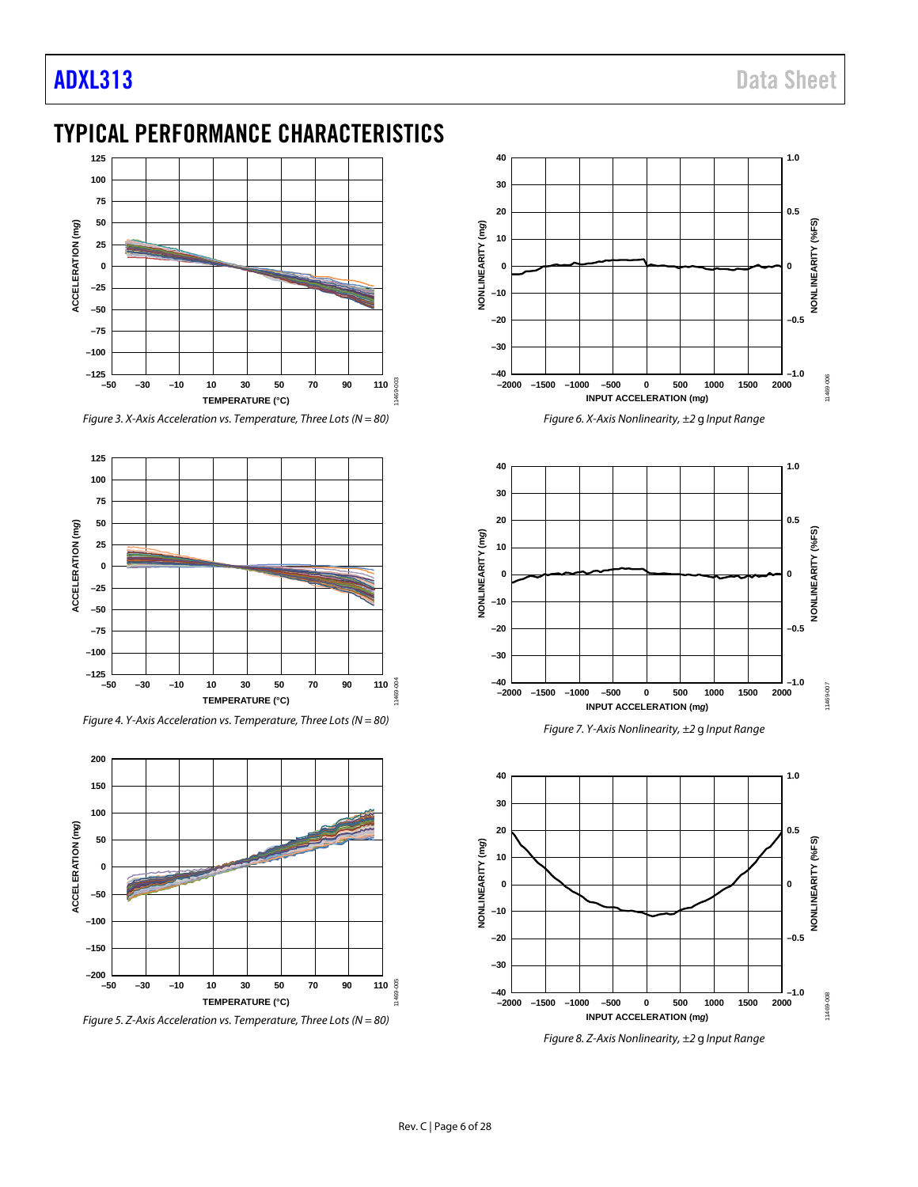# TYPICAL PERFORMANCE CHARACTERISTICS

*Figure 3. X-Axis Acceleration vs. Temperature, Three Lots (N = 80)*

*Figure 4. Y-Axis Acceleration vs. Temperature, Three Lots (N = 80)*

*Figure 5. Z-Axis Acceleration vs. Temperature, Three Lots (N = 80)*

*Figure 6. X-Axis Nonlinearity, ±2 g Input Range*

*Figure 7. Y-Axis Nonlinearity, ±2 g Input Range*

*Figure 8. Z-Axis Nonlinearity, ±2 g Input Range*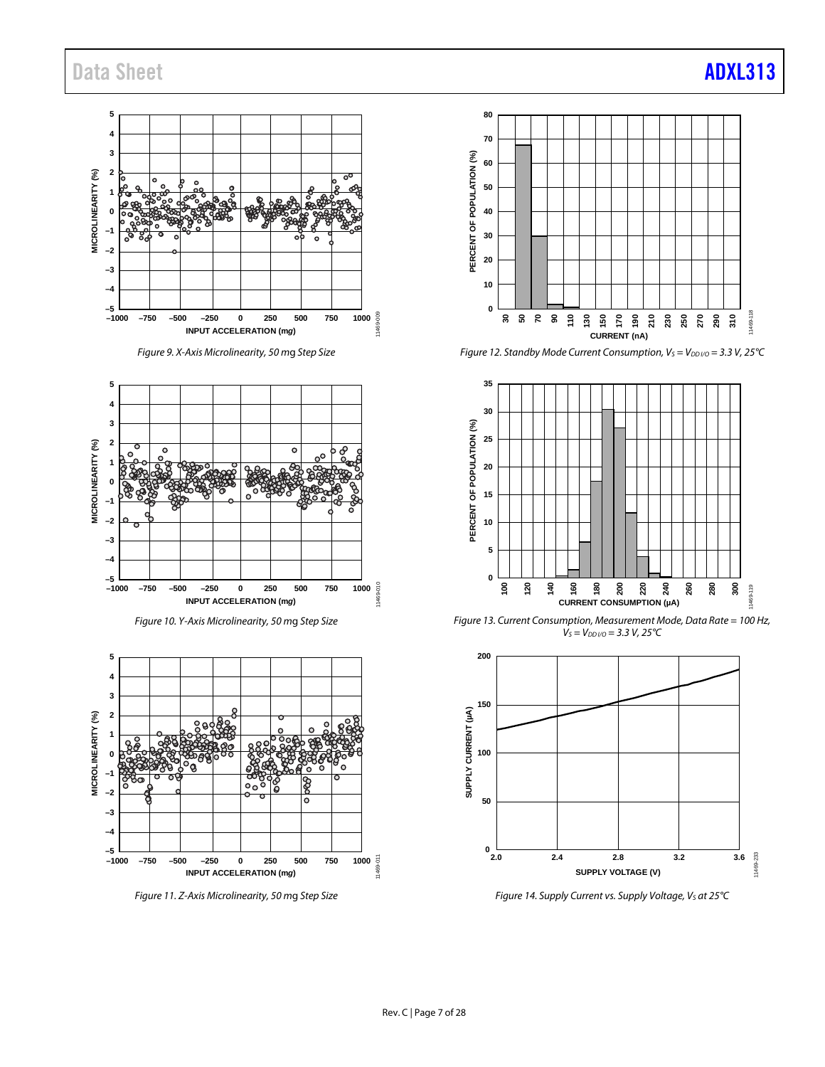Figure 9. X-Axis Microlinearity, 50 mg Step Size

Figure 10. Y-Axis Microlinearity, 50 mg Step Size

Figure 11. Z-Axis Microlinearity, 50 mg Step Size

Figure 12. Standby Mode Current Consumption, $V_S = V_{DD\,I/O} = 3.3$ V, 25°C

Figure 13. Current Consumption, Measurement Mode, Data Rate = 100 Hz, $V_S = V_{DD\,I/O} = 3.3$ V, 25°C

Figure 14. Supply Current vs. Supply Voltage, $V_S$ at 25°C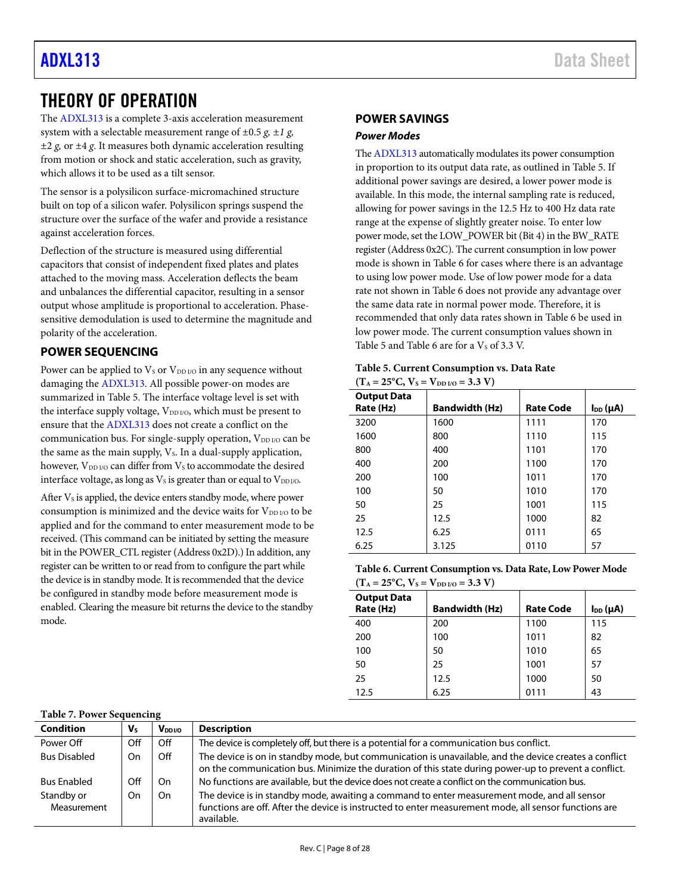# THEORY OF OPERATION

The ADXL313 is a complete 3-axis acceleration measurement system with a selectable measurement range of ±0.5 *g*, ±1 *g*, ±2 *g*, or ±4 *g*. It measures both dynamic acceleration resulting from motion or shock and static acceleration, such as gravity, which allows it to be used as a tilt sensor.

The sensor is a polysilicon surface-micromachined structure built on top of a silicon wafer. Polysilicon springs suspend the structure over the surface of the wafer and provide a resistance against acceleration forces.

Deflection of the structure is measured using differential capacitors that consist of independent fixed plates and plates attached to the moving mass. Acceleration deflects the beam and unbalances the differential capacitor, resulting in a sensor output whose amplitude is proportional to acceleration. Phase-sensitive demodulation is used to determine the magnitude and polarity of the acceleration.

## POWER SEQUENCING

Power can be applied to $V_S$ or $V_{DD\ I/O}$ in any sequence without damaging the ADXL313. All possible power-on modes are summarized in Table 5. The interface voltage level is set with the interface supply voltage, $V_{DD\ I/O}$, which must be present to ensure that the ADXL313 does not create a conflict on the communication bus. For single-supply operation, $V_{DD\ I/O}$ can be the same as the main supply, $V_S$. In a dual-supply application, however, $V_{DD\ I/O}$ can differ from $V_S$ to accommodate the desired interface voltage, as long as $V_S$ is greater than or equal to $V_{DD\ I/O}$.

After $V_S$ is applied, the device enters standby mode, where power consumption is minimized and the device waits for $V_{DD\ I/O}$ to be applied and for the command to enter measurement mode to be received. (This command can be initiated by setting the measure bit in the POWER_CTL register (Address 0x2D).) In addition, any register can be written to or read from to configure the part while the device is in standby mode. It is recommended that the device be configured in standby mode before measurement mode is enabled. Clearing the measure bit returns the device to the standby mode.

## POWER SAVINGS

### Power Modes

The ADXL313 automatically modulates its power consumption in proportion to its output data rate, as outlined in Table 5. If additional power savings are desired, a lower power mode is available. In this mode, the internal sampling rate is reduced, allowing for power savings in the 12.5 Hz to 400 Hz data rate range at the expense of slightly greater noise. To enter low power mode, set the LOW_POWER bit (Bit 4) in the BW_RATE register (Address 0x2C). The current consumption in low power mode is shown in Table 6 for cases where there is an advantage to using low power mode. Use of low power mode for a data rate not shown in Table 6 does not provide any advantage over the same data rate in normal power mode. Therefore, it is recommended that only data rates shown in Table 6 be used in low power mode. The current consumption values shown in Table 5 and Table 6 are for a $V_S$ of 3.3 V.

**Table 5. Current Consumption vs. Data Rate ($T_A$ = 25°C, $V_S$ = $V_{DD\ I/O}$ = 3.3 V)**

| Output Data Rate (Hz) | Bandwidth (Hz) | Rate Code | $I_{DD}$ (µA) |
|---|---|---|---|
| 3200 | 1600 | 1111 | 170 |
| 1600 | 800 | 1110 | 115 |
| 800 | 400 | 1101 | 170 |
| 400 | 200 | 1100 | 170 |
| 200 | 100 | 1011 | 170 |
| 100 | 50 | 1010 | 170 |
| 50 | 25 | 1001 | 115 |
| 25 | 12.5 | 1000 | 82 |
| 12.5 | 6.25 | 0111 | 65 |
| 6.25 | 3.125 | 0110 | 57 |

**Table 6. Current Consumption vs. Data Rate, Low Power Mode ($T_A$ = 25°C, $V_S$ = $V_{DD\ I/O}$ = 3.3 V)**

| Output Data Rate (Hz) | Bandwidth (Hz) | Rate Code | $I_{DD}$ (µA) |
|---|---|---|---|
| 400 | 200 | 1100 | 115 |
| 200 | 100 | 1011 | 82 |
| 100 | 50 | 1010 | 65 |
| 50 | 25 | 1001 | 57 |
| 25 | 12.5 | 1000 | 50 |
| 12.5 | 6.25 | 0111 | 43 |

**Table 7. Power Sequencing**

| Condition | $V_S$ | $V_{DD\ I/O}$ | Description |
|---|---|---|---|
| Power Off | Off | Off | The device is completely off, but there is a potential for a communication bus conflict. |
| Bus Disabled | On | Off | The device is on in standby mode, but communication is unavailable, and the device creates a conflict on the communication bus. Minimize the duration of this state during power-up to prevent a conflict. |
| Bus Enabled | Off | On | No functions are available, but the device does not create a conflict on the communication bus. |
| Standby or Measurement | On | On | The device is in standby mode, awaiting a command to enter measurement mode, and all sensor functions are off. After the device is instructed to enter measurement mode, all sensor functions are available. |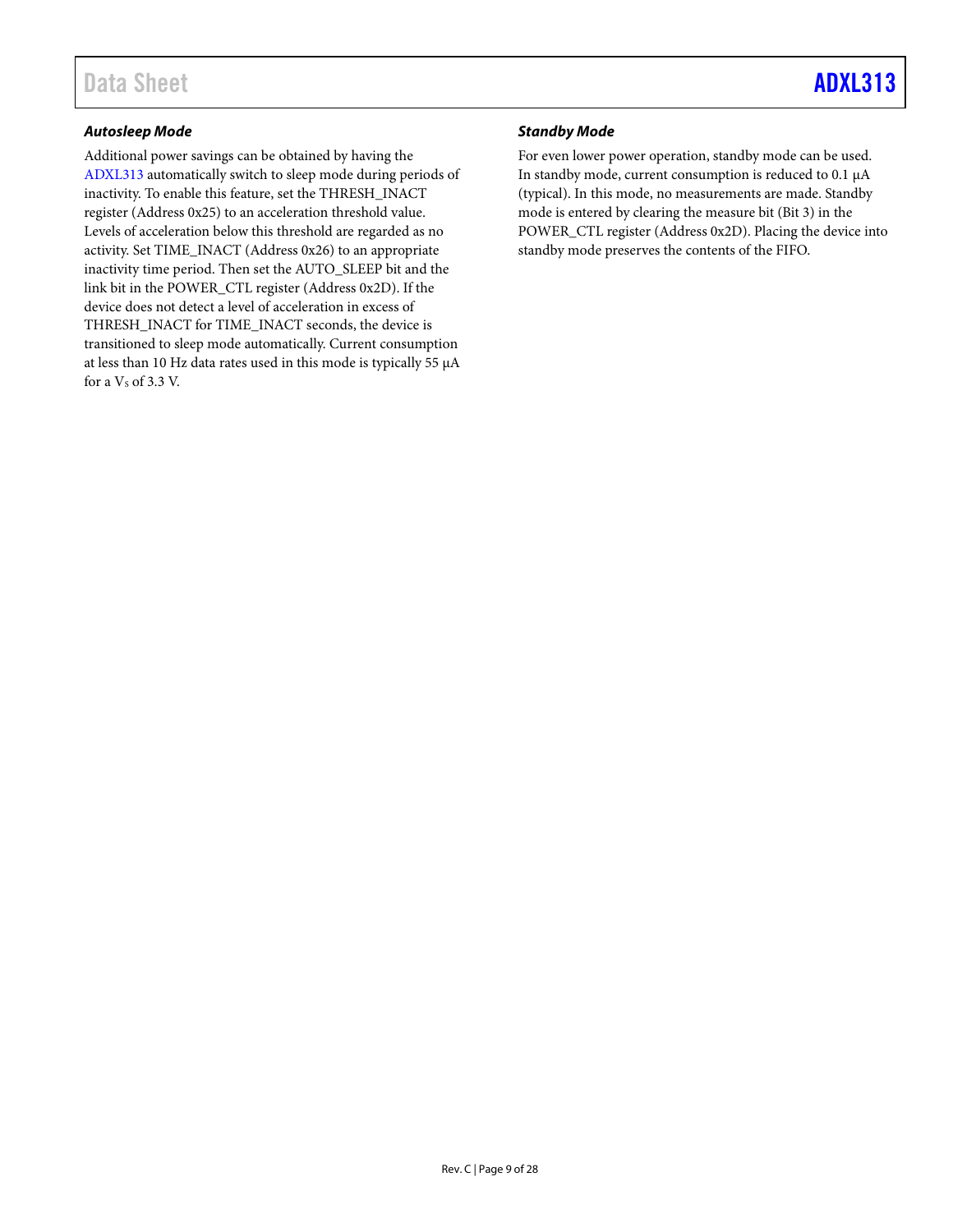### Autosleep Mode

Additional power savings can be obtained by having the ADXL313 automatically switch to sleep mode during periods of inactivity. To enable this feature, set the THRESH_INACT register (Address 0x25) to an acceleration threshold value. Levels of acceleration below this threshold are regarded as no activity. Set TIME_INACT (Address 0x26) to an appropriate inactivity time period. Then set the AUTO_SLEEP bit and the link bit in the POWER_CTL register (Address 0x2D). If the device does not detect a level of acceleration in excess of THRESH_INACT for TIME_INACT seconds, the device is transitioned to sleep mode automatically. Current consumption at less than 10 Hz data rates used in this mode is typically 55 µA for a $V_S$ of 3.3 V.

### Standby Mode

For even lower power operation, standby mode can be used. In standby mode, current consumption is reduced to 0.1 µA (typical). In this mode, no measurements are made. Standby mode is entered by clearing the measure bit (Bit 3) in the POWER_CTL register (Address 0x2D). Placing the device into standby mode preserves the contents of the FIFO.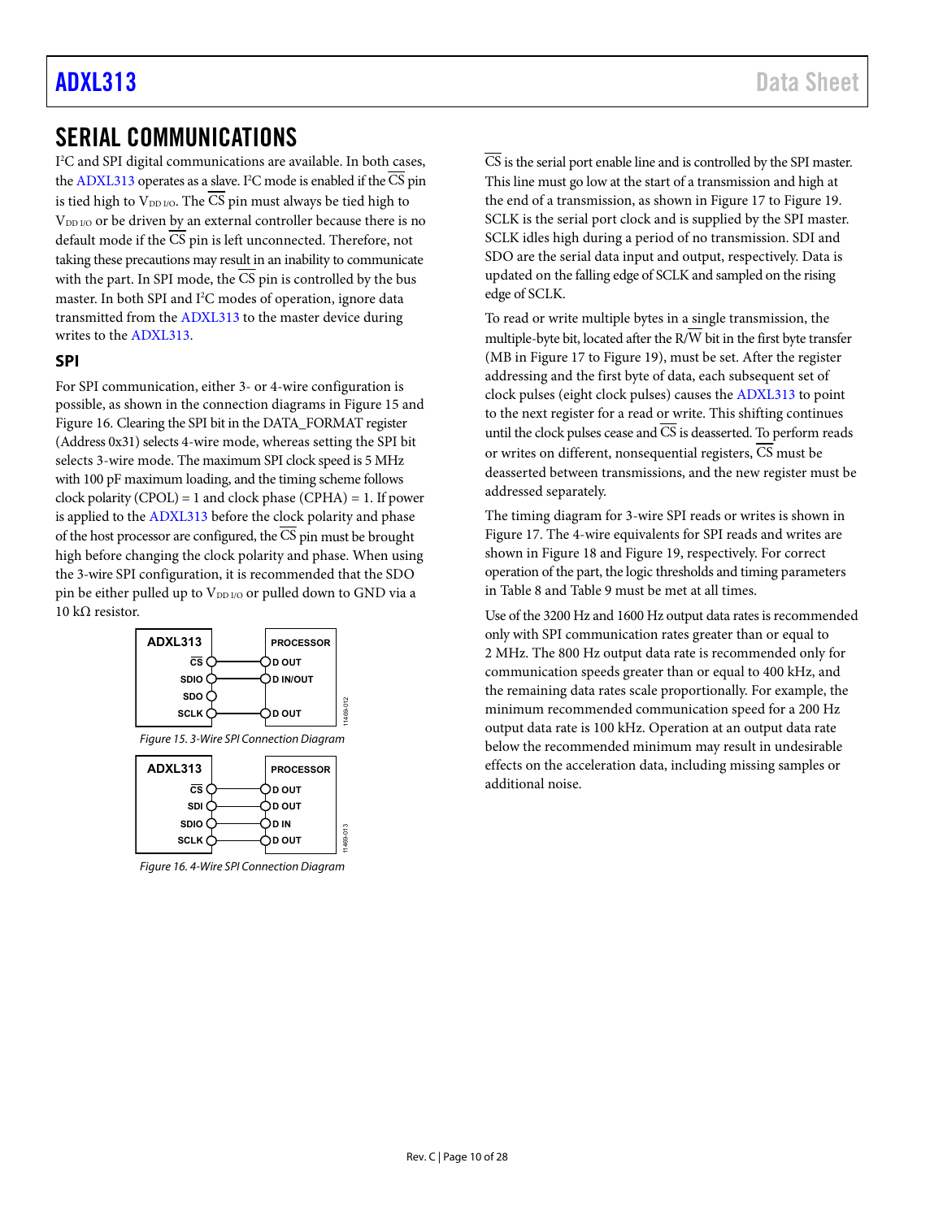# SERIAL COMMUNICATIONS

I²C and SPI digital communications are available. In both cases, the ADXL313 operates as a slave. I²C mode is enabled if the $\overline{CS}$ pin is tied high to $V_{DD\ I/O}$. The $\overline{CS}$ pin must always be tied high to $V_{DD\ I/O}$ or be driven by an external controller because there is no default mode if the $\overline{CS}$ pin is left unconnected. Therefore, not taking these precautions may result in an inability to communicate with the part. In SPI mode, the $\overline{CS}$ pin is controlled by the bus master. In both SPI and I²C modes of operation, ignore data transmitted from the ADXL313 to the master device during writes to the ADXL313.

## SPI

For SPI communication, either 3- or 4-wire configuration is possible, as shown in the connection diagrams in Figure 15 and Figure 16. Clearing the SPI bit in the DATA_FORMAT register (Address 0x31) selects 4-wire mode, whereas setting the SPI bit selects 3-wire mode. The maximum SPI clock speed is 5 MHz with 100 pF maximum loading, and the timing scheme follows clock polarity (CPOL) = 1 and clock phase (CPHA) = 1. If power is applied to the ADXL313 before the clock polarity and phase of the host processor are configured, the $\overline{CS}$ pin must be brought high before changing the clock polarity and phase. When using the 3-wire SPI configuration, it is recommended that the SDO pin be either pulled up to $V_{DD\ I/O}$ or pulled down to GND via a 10 kΩ resistor.

Figure 15. 3-Wire SPI Connection Diagram

Figure 16. 4-Wire SPI Connection Diagram

$\overline{CS}$ is the serial port enable line and is controlled by the SPI master. This line must go low at the start of a transmission and high at the end of a transmission, as shown in Figure 17 to Figure 19. SCLK is the serial port clock and is supplied by the SPI master. SCLK idles high during a period of no transmission. SDI and SDO are the serial data input and output, respectively. Data is updated on the falling edge of SCLK and sampled on the rising edge of SCLK.

To read or write multiple bytes in a single transmission, the multiple-byte bit, located after the R/$\overline{W}$ bit in the first byte transfer (MB in Figure 17 to Figure 19), must be set. After the register addressing and the first byte of data, each subsequent set of clock pulses (eight clock pulses) causes the ADXL313 to point to the next register for a read or write. This shifting continues until the clock pulses cease and $\overline{CS}$ is deasserted. To perform reads or writes on different, nonsequential registers, $\overline{CS}$ must be deasserted between transmissions, and the new register must be addressed separately.

The timing diagram for 3-wire SPI reads or writes is shown in Figure 17. The 4-wire equivalents for SPI reads and writes are shown in Figure 18 and Figure 19, respectively. For correct operation of the part, the logic thresholds and timing parameters in Table 8 and Table 9 must be met at all times.

Use of the 3200 Hz and 1600 Hz output data rates is recommended only with SPI communication rates greater than or equal to 2 MHz. The 800 Hz output data rate is recommended only for communication speeds greater than or equal to 400 kHz, and the remaining data rates scale proportionally. For example, the minimum recommended communication speed for a 200 Hz output data rate is 100 kHz. Operation at an output data rate below the recommended minimum may result in undesirable effects on the acceleration data, including missing samples or additional noise.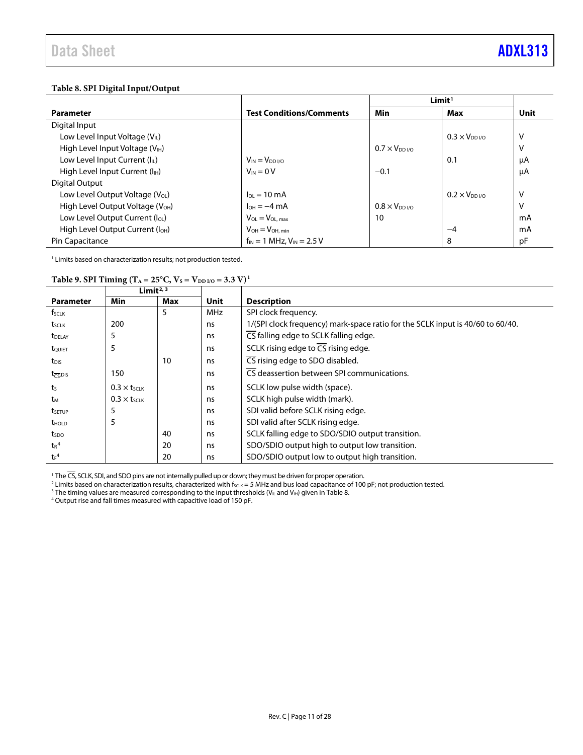**Table 8. SPI Digital Input/Output**

| Parameter | Test Conditions/Comments | Limit[1] Min | Max | Unit |
|---|---|---|---|---|
| Digital Input | | | | |
| Low Level Input Voltage ($V_{IL}$) | | | $0.3 \times V_{DD\ I/O}$ | V |
| High Level Input Voltage ($V_{IH}$) | | $0.7 \times V_{DD\ I/O}$ | | V |
| Low Level Input Current ($I_{IL}$) | $V_{IN} = V_{DD\ I/O}$ | | 0.1 | µA |
| High Level Input Current ($I_{IH}$) | $V_{IN} = 0$ V | −0.1 | | µA |
| Digital Output | | | | |
| Low Level Output Voltage ($V_{OL}$) | $I_{OL} = 10$ mA | | $0.2 \times V_{DD\ I/O}$ | V |
| High Level Output Voltage ($V_{OH}$) | $I_{OH} = −4$ mA | $0.8 \times V_{DD\ I/O}$ | | V |
| Low Level Output Current ($I_{OL}$) | $V_{OL} = V_{OL,\ max}$ | 10 | | mA |
| High Level Output Current ($I_{OH}$) | $V_{OH} = V_{OH,\ min}$ | | −4 | mA |
| Pin Capacitance | $f_{IN} = 1$ MHz, $V_{IN} = 2.5$ V | | 8 | pF |

[1] Limits based on characterization results; not production tested.

**Table 9. SPI Timing ($T_A = 25°C$, $V_S = V_{DD\ I/O} = 3.3$ V)[1]**

| Parameter | Limit[2, 3] Min | Max | Unit | Description |
|---|---|---|---|---|
| $f_{SCLK}$ | | 5 | MHz | SPI clock frequency. |
| $t_{SCLK}$ | 200 | | ns | 1/(SPI clock frequency) mark-space ratio for the SCLK input is 40/60 to 60/40. |
| $t_{DELAY}$ | 5 | | ns | $\overline{CS}$ falling edge to SCLK falling edge. |
| $t_{QUIET}$ | 5 | | ns | SCLK rising edge to $\overline{CS}$ rising edge. |
| $t_{DIS}$ | | 10 | ns | $\overline{CS}$ rising edge to SDO disabled. |
| $t_{\overline{CS}DIS}$ | 150 | | ns | $\overline{CS}$ deassertion between SPI communications. |
| $t_S$ | $0.3 \times t_{SCLK}$ | | ns | SCLK low pulse width (space). |
| $t_M$ | $0.3 \times t_{SCLK}$ | | ns | SCLK high pulse width (mark). |
| $t_{SETUP}$ | 5 | | ns | SDI valid before SCLK rising edge. |
| $t_{HOLD}$ | 5 | | ns | SDI valid after SCLK rising edge. |
| $t_{SDO}$ | | 40 | ns | SCLK falling edge to SDO/SDIO output transition. |
| $t_R$[4] | | 20 | ns | SDO/SDIO output high to output low transition. |
| $t_F$[4] | | 20 | ns | SDO/SDIO output low to output high transition. |

[1] The $\overline{CS}$, SCLK, SDI, and SDO pins are not internally pulled up or down; they must be driven for proper operation.
[2] Limits based on characterization results, characterized with $f_{SCLK} = 5$ MHz and bus load capacitance of 100 pF; not production tested.
[3] The timing values are measured corresponding to the input thresholds ($V_{IL}$ and $V_{IH}$) given in Table 8.
[4] Output rise and fall times measured with capacitive load of 150 pF.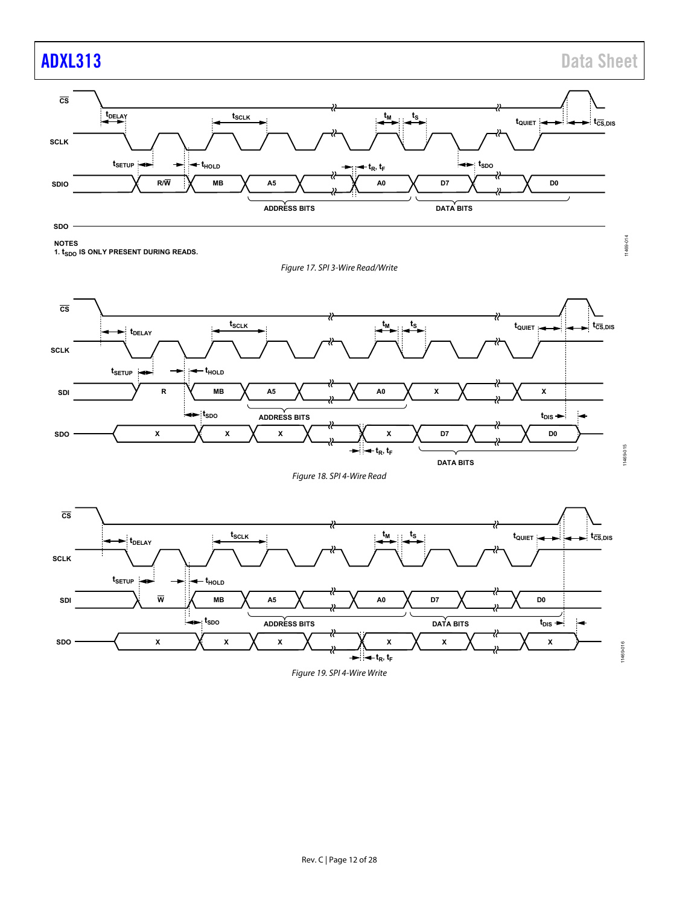NOTES
1. $t_{SDO}$ IS ONLY PRESENT DURING READS.

*Figure 17. SPI 3-Wire Read/Write*

*Figure 18. SPI 4-Wire Read*

*Figure 19. SPI 4-Wire Write*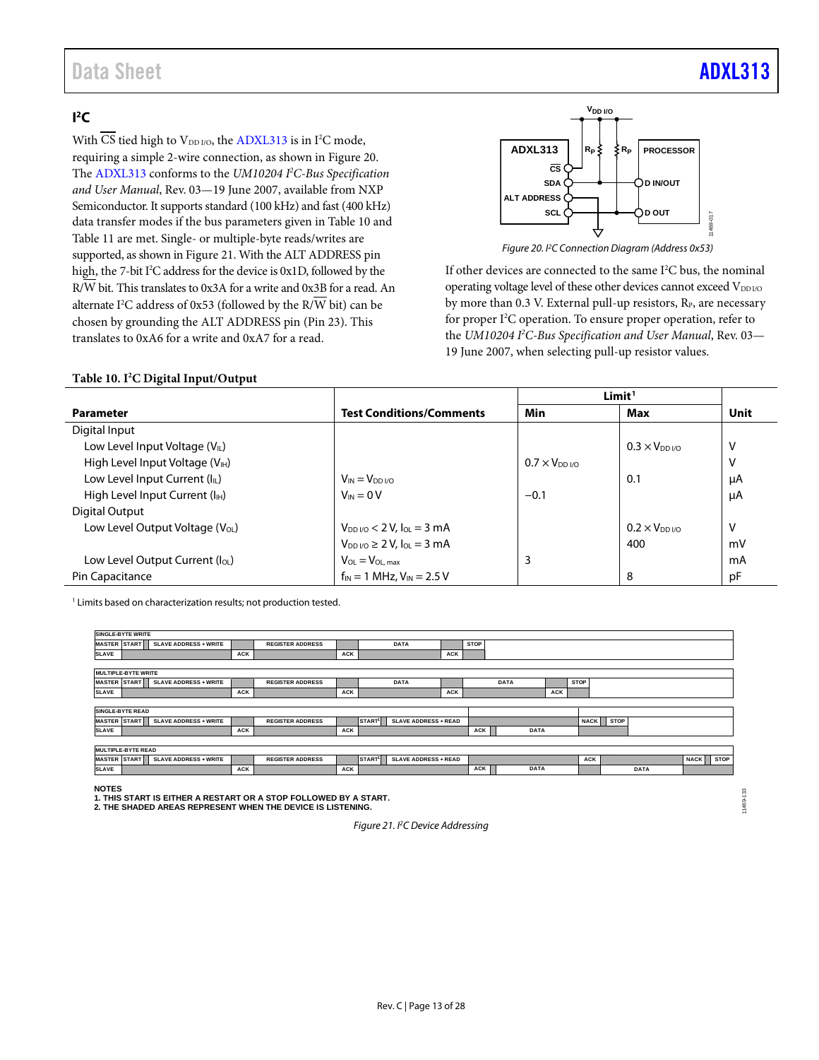## I²C

With $\overline{CS}$ tied high to $V_{DD\ I/O}$, the ADXL313 is in I²C mode, requiring a simple 2-wire connection, as shown in Figure 20. The ADXL313 conforms to the *UM10204 I²C-Bus Specification and User Manual*, Rev. 03—19 June 2007, available from NXP Semiconductor. It supports standard (100 kHz) and fast (400 kHz) data transfer modes if the bus parameters given in Table 10 and Table 11 are met. Single- or multiple-byte reads/writes are supported, as shown in Figure 21. With the ALT ADDRESS pin high, the 7-bit I²C address for the device is 0x1D, followed by the R/$\overline{W}$ bit. This translates to 0x3A for a write and 0x3B for a read. An alternate I²C address of 0x53 (followed by the R/$\overline{W}$ bit) can be chosen by grounding the ALT ADDRESS pin (Pin 23). This translates to 0xA6 for a write and 0xA7 for a read.

*Figure 20. I²C Connection Diagram (Address 0x53)*

If other devices are connected to the same I²C bus, the nominal operating voltage level of these other devices cannot exceed $V_{DD\ I/O}$ by more than 0.3 V. External pull-up resistors, $R_P$, are necessary for proper I²C operation. To ensure proper operation, refer to the *UM10204 I²C-Bus Specification and User Manual*, Rev. 03—19 June 2007, when selecting pull-up resistor values.

**Table 10. I²C Digital Input/Output**

| Parameter | Test Conditions/Comments | Limit[1] Min | Limit[1] Max | Unit |
|---|---|---|---|---|
| Digital Input | | | | |
| Low Level Input Voltage ($V_{IL}$) | | | $0.3 \times V_{DD\ I/O}$ | V |
| High Level Input Voltage ($V_{IH}$) | | $0.7 \times V_{DD\ I/O}$ | | V |
| Low Level Input Current ($I_{IL}$) | $V_{IN} = V_{DD\ I/O}$ | | 0.1 | µA |
| High Level Input Current ($I_{IH}$) | $V_{IN} = 0$ V | −0.1 | | µA |
| Digital Output | | | | |
| Low Level Output Voltage ($V_{OL}$) | $V_{DD\ I/O} < 2$ V, $I_{OL} = 3$ mA | | $0.2 \times V_{DD\ I/O}$ | V |
| | $V_{DD\ I/O} \geq 2$ V, $I_{OL} = 3$ mA | | 400 | mV |
| Low Level Output Current ($I_{OL}$) | $V_{OL} = V_{OL,\ max}$ | 3 | | mA |
| Pin Capacitance | $f_{IN} = 1$ MHz, $V_{IN} = 2.5$ V | | 8 | pF |

[1] Limits based on characterization results; not production tested.

NOTES
1. THIS START IS EITHER A RESTART OR A STOP FOLLOWED BY A START.
2. THE SHADED AREAS REPRESENT WHEN THE DEVICE IS LISTENING.

*Figure 21. I²C Device Addressing*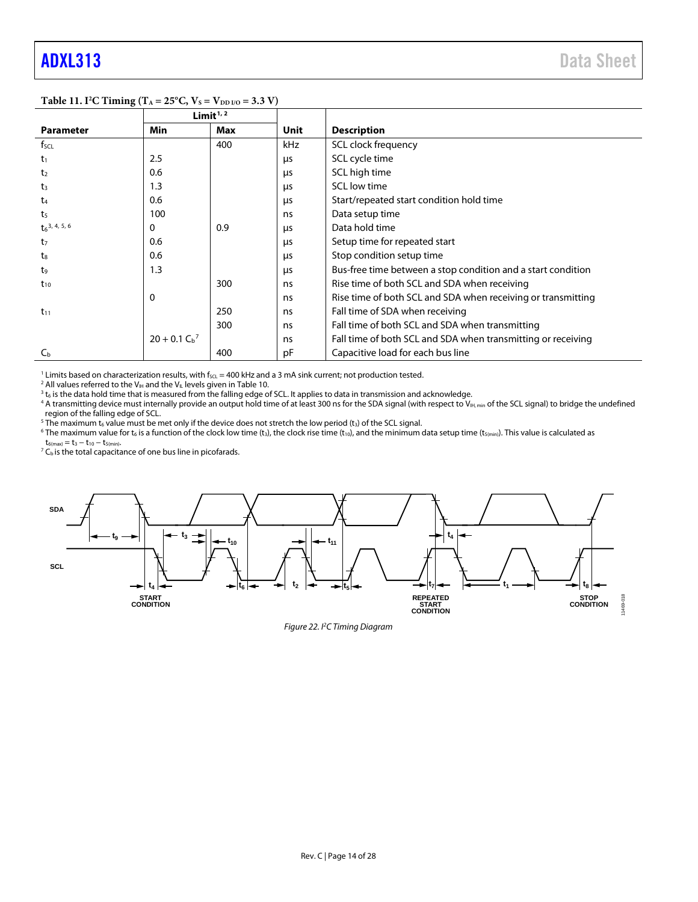**Table 11. I²C Timing ($T_A = 25°C$, $V_S = V_{DD\ I/O} = 3.3\ V$)**

| Parameter | Limit[1, 2] Min | Limit[1, 2] Max | Unit | Description |
|---|---|---|---|---|
| $f_{SCL}$ | | 400 | kHz | SCL clock frequency |
| $t_1$ | 2.5 | | μs | SCL cycle time |
| $t_2$ | 0.6 | | μs | SCL high time |
| $t_3$ | 1.3 | | μs | SCL low time |
| $t_4$ | 0.6 | | μs | Start/repeated start condition hold time |
| $t_5$ | 100 | | ns | Data setup time |
| $t_6$[3, 4, 5, 6] | 0 | 0.9 | μs | Data hold time |
| $t_7$ | 0.6 | | μs | Setup time for repeated start |
| $t_8$ | 0.6 | | μs | Stop condition setup time |
| $t_9$ | 1.3 | | μs | Bus-free time between a stop condition and a start condition |
| $t_{10}$ | | 300 | ns | Rise time of both SCL and SDA when receiving |
| | 0 | | ns | Rise time of both SCL and SDA when receiving or transmitting |
| $t_{11}$ | | 250 | ns | Fall time of SDA when receiving |
| | | 300 | ns | Fall time of both SCL and SDA when transmitting |
| | $20 + 0.1\ C_b$[7] | | ns | Fall time of both SCL and SDA when transmitting or receiving |
| $C_b$ | | 400 | pF | Capacitive load for each bus line |

[1] Limits based on characterization results, with $f_{SCL}$ = 400 kHz and a 3 mA sink current; not production tested.
[2] All values referred to the $V_{IH}$ and the $V_{IL}$ levels given in Table 10.
[3] $t_6$ is the data hold time that is measured from the falling edge of SCL. It applies to data in transmission and acknowledge.
[4] A transmitting device must internally provide an output hold time of at least 300 ns for the SDA signal (with respect to $V_{IH,\ min}$ of the SCL signal) to bridge the undefined region of the falling edge of SCL.
[5] The maximum $t_6$ value must be met only if the device does not stretch the low period ($t_3$) of the SCL signal.
[6] The maximum value for $t_6$ is a function of the clock low time ($t_3$), the clock rise time ($t_{10}$), and the minimum data setup time ($t_{5(min)}$). This value is calculated as $t_{6(max)} = t_3 - t_{10} - t_{5(min)}$.
[7] $C_b$ is the total capacitance of one bus line in picofarads.

Figure 22. I²C Timing Diagram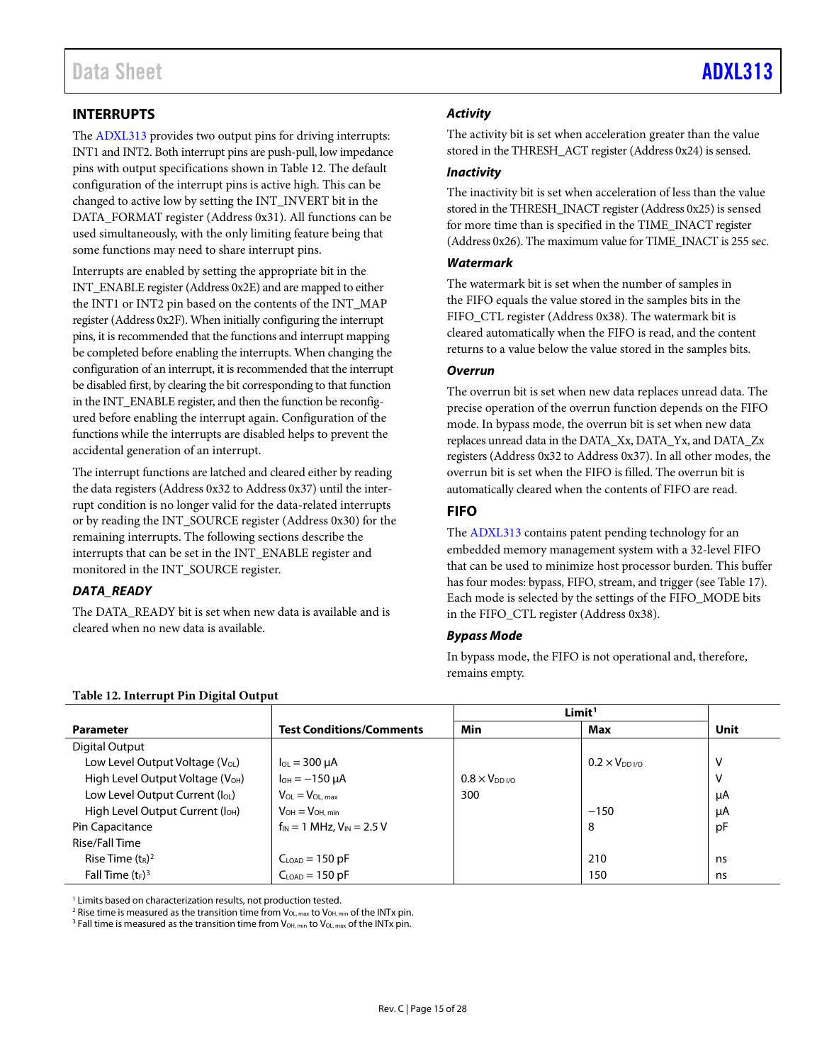## INTERRUPTS

The ADXL313 provides two output pins for driving interrupts: INT1 and INT2. Both interrupt pins are push-pull, low impedance pins with output specifications shown in Table 12. The default configuration of the interrupt pins is active high. This can be changed to active low by setting the INT_INVERT bit in the DATA_FORMAT register (Address 0x31). All functions can be used simultaneously, with the only limiting feature being that some functions may need to share interrupt pins.

Interrupts are enabled by setting the appropriate bit in the INT_ENABLE register (Address 0x2E) and are mapped to either the INT1 or INT2 pin based on the contents of the INT_MAP register (Address 0x2F). When initially configuring the interrupt pins, it is recommended that the functions and interrupt mapping be completed before enabling the interrupts. When changing the configuration of an interrupt, it is recommended that the interrupt be disabled first, by clearing the bit corresponding to that function in the INT_ENABLE register, and then the function be reconfigured before enabling the interrupt again. Configuration of the functions while the interrupts are disabled helps to prevent the accidental generation of an interrupt.

The interrupt functions are latched and cleared either by reading the data registers (Address 0x32 to Address 0x37) until the interrupt condition is no longer valid for the data-related interrupts or by reading the INT_SOURCE register (Address 0x30) for the remaining interrupts. The following sections describe the interrupts that can be set in the INT_ENABLE register and monitored in the INT_SOURCE register.

### DATA_READY

The DATA_READY bit is set when new data is available and is cleared when no new data is available.

### Activity

The activity bit is set when acceleration greater than the value stored in the THRESH_ACT register (Address 0x24) is sensed.

### Inactivity

The inactivity bit is set when acceleration of less than the value stored in the THRESH_INACT register (Address 0x25) is sensed for more time than is specified in the TIME_INACT register (Address 0x26). The maximum value for TIME_INACT is 255 sec.

### Watermark

The watermark bit is set when the number of samples in the FIFO equals the value stored in the samples bits in the FIFO_CTL register (Address 0x38). The watermark bit is cleared automatically when the FIFO is read, and the content returns to a value below the value stored in the samples bits.

### Overrun

The overrun bit is set when new data replaces unread data. The precise operation of the overrun function depends on the FIFO mode. In bypass mode, the overrun bit is set when new data replaces unread data in the DATA_Xx, DATA_Yx, and DATA_Zx registers (Address 0x32 to Address 0x37). In all other modes, the overrun bit is set when the FIFO is filled. The overrun bit is automatically cleared when the contents of FIFO are read.

## FIFO

The ADXL313 contains patent pending technology for an embedded memory management system with a 32-level FIFO that can be used to minimize host processor burden. This buffer has four modes: bypass, FIFO, stream, and trigger (see Table 17). Each mode is selected by the settings of the FIFO_MODE bits in the FIFO_CTL register (Address 0x38).

### Bypass Mode

In bypass mode, the FIFO is not operational and, therefore, remains empty.

**Table 12. Interrupt Pin Digital Output**

| Parameter | Test Conditions/Comments | Limit[1] Min | Max | Unit |
|---|---|---|---|---|
| Digital Output | | | | |
| Low Level Output Voltage ($V_{OL}$) | $I_{OL}$ = 300 μA | | $0.2 \times V_{DD\ I/O}$ | V |
| High Level Output Voltage ($V_{OH}$) | $I_{OH}$ = −150 μA | $0.8 \times V_{DD\ I/O}$ | | V |
| Low Level Output Current ($I_{OL}$) | $V_{OL} = V_{OL,\ max}$ | 300 | | μA |
| High Level Output Current ($I_{OH}$) | $V_{OH} = V_{OH,\ min}$ | | −150 | μA |
| Pin Capacitance | $f_{IN}$ = 1 MHz, $V_{IN}$ = 2.5 V | | 8 | pF |
| Rise/Fall Time | | | | |
| Rise Time ($t_R$)[2] | $C_{LOAD}$ = 150 pF | | 210 | ns |
| Fall Time ($t_F$)[3] | $C_{LOAD}$ = 150 pF | | 150 | ns |

[1] Limits based on characterization results, not production tested.
[2] Rise time is measured as the transition time from $V_{OL,\ max}$ to $V_{OH,\ min}$ of the INTx pin.
[3] Fall time is measured as the transition time from $V_{OH,\ min}$ to $V_{OL,\ max}$ of the INTx pin.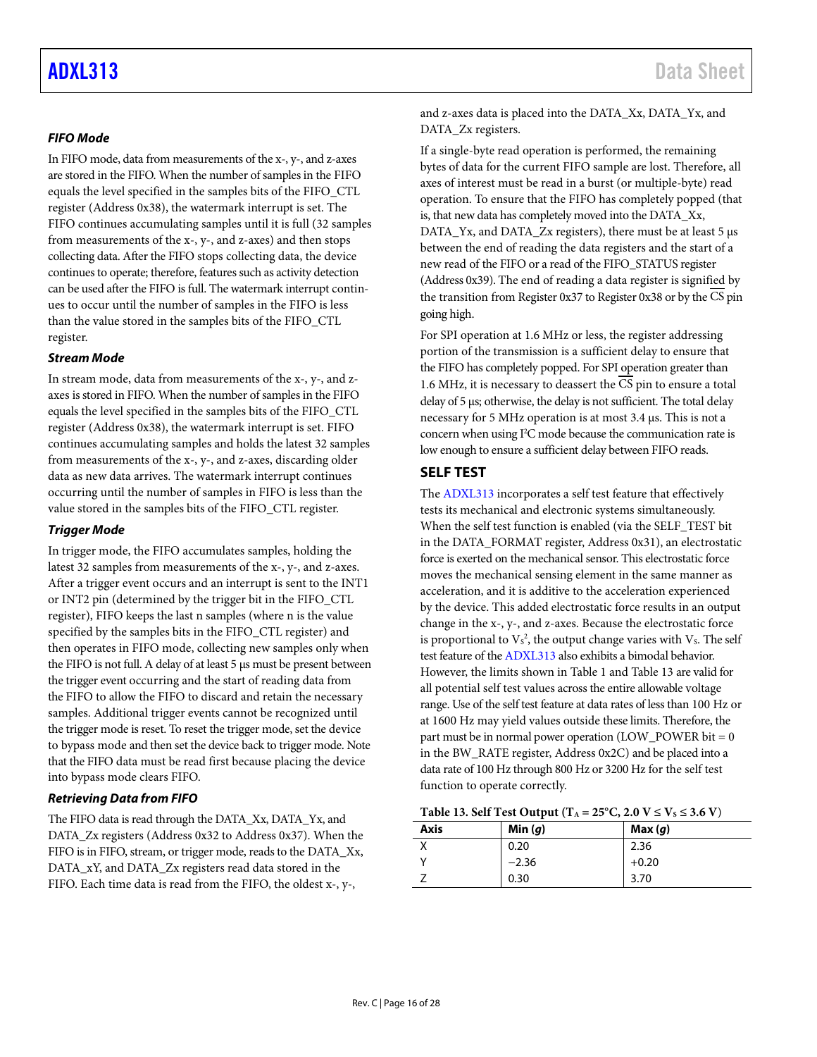### FIFO Mode

In FIFO mode, data from measurements of the x-, y-, and z-axes are stored in the FIFO. When the number of samples in the FIFO equals the level specified in the samples bits of the FIFO_CTL register (Address 0x38), the watermark interrupt is set. The FIFO continues accumulating samples until it is full (32 samples from measurements of the x-, y-, and z-axes) and then stops collecting data. After the FIFO stops collecting data, the device continues to operate; therefore, features such as activity detection can be used after the FIFO is full. The watermark interrupt continues to occur until the number of samples in the FIFO is less than the value stored in the samples bits of the FIFO_CTL register.

### Stream Mode

In stream mode, data from measurements of the x-, y-, and z-axes is stored in FIFO. When the number of samples in the FIFO equals the level specified in the samples bits of the FIFO_CTL register (Address 0x38), the watermark interrupt is set. FIFO continues accumulating samples and holds the latest 32 samples from measurements of the x-, y-, and z-axes, discarding older data as new data arrives. The watermark interrupt continues occurring until the number of samples in FIFO is less than the value stored in the samples bits of the FIFO_CTL register.

### Trigger Mode

In trigger mode, the FIFO accumulates samples, holding the latest 32 samples from measurements of the x-, y-, and z-axes. After a trigger event occurs and an interrupt is sent to the INT1 or INT2 pin (determined by the trigger bit in the FIFO_CTL register), FIFO keeps the last n samples (where n is the value specified by the samples bits in the FIFO_CTL register) and then operates in FIFO mode, collecting new samples only when the FIFO is not full. A delay of at least 5 µs must be present between the trigger event occurring and the start of reading data from the FIFO to allow the FIFO to discard and retain the necessary samples. Additional trigger events cannot be recognized until the trigger mode is reset. To reset the trigger mode, set the device to bypass mode and then set the device back to trigger mode. Note that the FIFO data must be read first because placing the device into bypass mode clears FIFO.

### Retrieving Data from FIFO

The FIFO data is read through the DATA_Xx, DATA_Yx, and DATA_Zx registers (Address 0x32 to Address 0x37). When the FIFO is in FIFO, stream, or trigger mode, reads to the DATA_Xx, DATA_xY, and DATA_Zx registers read data stored in the FIFO. Each time data is read from the FIFO, the oldest x-, y-, and z-axes data is placed into the DATA_Xx, DATA_Yx, and DATA_Zx registers.

If a single-byte read operation is performed, the remaining bytes of data for the current FIFO sample are lost. Therefore, all axes of interest must be read in a burst (or multiple-byte) read operation. To ensure that the FIFO has completely popped (that is, that new data has completely moved into the DATA_Xx, DATA_Yx, and DATA_Zx registers), there must be at least 5 µs between the end of reading the data registers and the start of a new read of the FIFO or a read of the FIFO_STATUS register (Address 0x39). The end of reading a data register is signified by the transition from Register 0x37 to Register 0x38 or by the $\overline{CS}$ pin going high.

For SPI operation at 1.6 MHz or less, the register addressing portion of the transmission is a sufficient delay to ensure that the FIFO has completely popped. For SPI operation greater than 1.6 MHz, it is necessary to deassert the $\overline{CS}$ pin to ensure a total delay of 5 µs; otherwise, the delay is not sufficient. The total delay necessary for 5 MHz operation is at most 3.4 µs. This is not a concern when using I²C mode because the communication rate is low enough to ensure a sufficient delay between FIFO reads.

## SELF TEST

The ADXL313 incorporates a self test feature that effectively tests its mechanical and electronic systems simultaneously. When the self test function is enabled (via the SELF_TEST bit in the DATA_FORMAT register, Address 0x31), an electrostatic force is exerted on the mechanical sensor. This electrostatic force moves the mechanical sensing element in the same manner as acceleration, and it is additive to the acceleration experienced by the device. This added electrostatic force results in an output change in the x-, y-, and z-axes. Because the electrostatic force is proportional to $V_S^2$, the output change varies with $V_S$. The self test feature of the ADXL313 also exhibits a bimodal behavior. However, the limits shown in Table 1 and Table 13 are valid for all potential self test values across the entire allowable voltage range. Use of the self test feature at data rates of less than 100 Hz or at 1600 Hz may yield values outside these limits. Therefore, the part must be in normal power operation (LOW_POWER bit = 0 in the BW_RATE register, Address 0x2C) and be placed into a data rate of 100 Hz through 800 Hz or 3200 Hz for the self test function to operate correctly.

**Table 13. Self Test Output ($T_A$ = 25°C, 2.0 V ≤ $V_S$ ≤ 3.6 V)**

| Axis | Min (*g*) | Max (*g*) |
|---|---|---|
| X | 0.20 | 2.36 |
| Y | −2.36 | +0.20 |
| Z | 0.30 | 3.70 |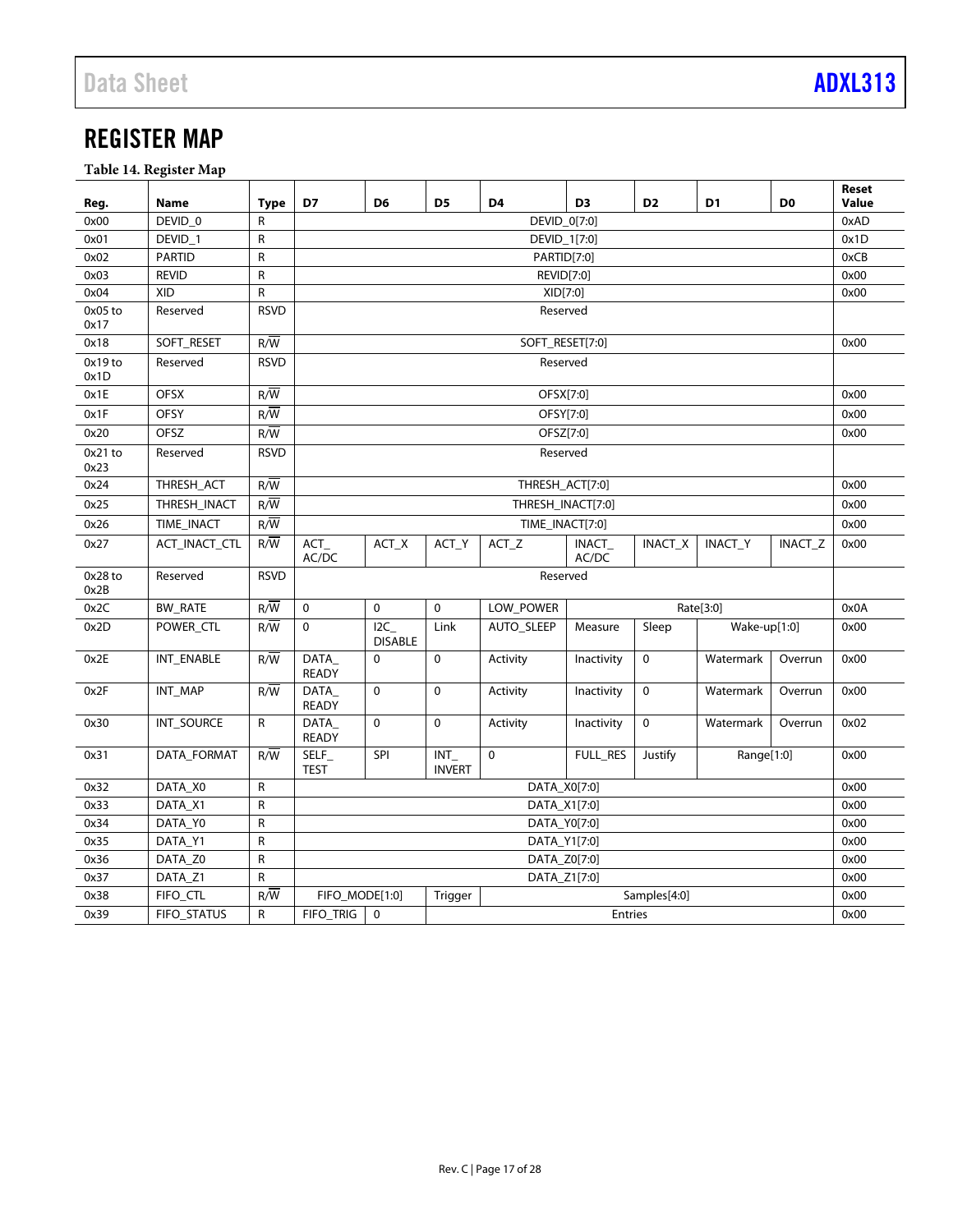## REGISTER MAP

**Table 14. Register Map**

| Reg. | Name | Type | D7 | D6 | D5 | D4 | D3 | D2 | D1 | D0 | Reset Value |
|---|---|---|---|---|---|---|---|---|---|---|---|
| 0x00 | DEVID_0 | R | DEVID_0[7:0] | | | | | | | | 0xAD |
| 0x01 | DEVID_1 | R | DEVID_1[7:0] | | | | | | | | 0x1D |
| 0x02 | PARTID | R | PARTID[7:0] | | | | | | | | 0xCB |
| 0x03 | REVID | R | REVID[7:0] | | | | | | | | 0x00 |
| 0x04 | XID | R | XID[7:0] | | | | | | | | 0x00 |
| 0x05 to 0x17 | Reserved | RSVD | Reserved | | | | | | | | |
| 0x18 | SOFT_RESET | R/$\overline{W}$ | SOFT_RESET[7:0] | | | | | | | | 0x00 |
| 0x19 to 0x1D | Reserved | RSVD | Reserved | | | | | | | | |
| 0x1E | OFSX | R/$\overline{W}$ | OFSX[7:0] | | | | | | | | 0x00 |
| 0x1F | OFSY | R/$\overline{W}$ | OFSY[7:0] | | | | | | | | 0x00 |
| 0x20 | OFSZ | R/$\overline{W}$ | OFSZ[7:0] | | | | | | | | 0x00 |
| 0x21 to 0x23 | Reserved | RSVD | Reserved | | | | | | | | |
| 0x24 | THRESH_ACT | R/$\overline{W}$ | THRESH_ACT[7:0] | | | | | | | | 0x00 |
| 0x25 | THRESH_INACT | R/$\overline{W}$ | THRESH_INACT[7:0] | | | | | | | | 0x00 |
| 0x26 | TIME_INACT | R/$\overline{W}$ | TIME_INACT[7:0] | | | | | | | | 0x00 |
| 0x27 | ACT_INACT_CTL | R/$\overline{W}$ | ACT_ AC/DC | ACT_X | ACT_Y | ACT_Z | INACT_ AC/DC | INACT_X | INACT_Y | INACT_Z | 0x00 |
| 0x28 to 0x2B | Reserved | RSVD | Reserved | | | | | | | | |
| 0x2C | BW_RATE | R/$\overline{W}$ | 0 | 0 | 0 | LOW_POWER | Rate[3:0] | | | | 0x0A |
| 0x2D | POWER_CTL | R/$\overline{W}$ | 0 | I2C_ DISABLE | Link | AUTO_SLEEP | Measure | Sleep | Wake-up[1:0] | | 0x00 |
| 0x2E | INT_ENABLE | R/$\overline{W}$ | DATA_ READY | 0 | 0 | Activity | Inactivity | 0 | Watermark | Overrun | 0x00 |
| 0x2F | INT_MAP | R/$\overline{W}$ | DATA_ READY | 0 | 0 | Activity | Inactivity | 0 | Watermark | Overrun | 0x00 |
| 0x30 | INT_SOURCE | R | DATA_ READY | 0 | 0 | Activity | Inactivity | 0 | Watermark | Overrun | 0x02 |
| 0x31 | DATA_FORMAT | R/$\overline{W}$ | SELF_ TEST | SPI | INT_ INVERT | 0 | FULL_RES | Justify | Range[1:0] | | 0x00 |
| 0x32 | DATA_X0 | R | DATA_X0[7:0] | | | | | | | | 0x00 |
| 0x33 | DATA_X1 | R | DATA_X1[7:0] | | | | | | | | 0x00 |
| 0x34 | DATA_Y0 | R | DATA_Y0[7:0] | | | | | | | | 0x00 |
| 0x35 | DATA_Y1 | R | DATA_Y1[7:0] | | | | | | | | 0x00 |
| 0x36 | DATA_Z0 | R | DATA_Z0[7:0] | | | | | | | | 0x00 |
| 0x37 | DATA_Z1 | R | DATA_Z1[7:0] | | | | | | | | 0x00 |
| 0x38 | FIFO_CTL | R/$\overline{W}$ | FIFO_MODE[1:0] | | Trigger | Samples[4:0] | | | | | 0x00 |
| 0x39 | FIFO_STATUS | R | FIFO_TRIG | 0 | Entries | | | | | | 0x00 |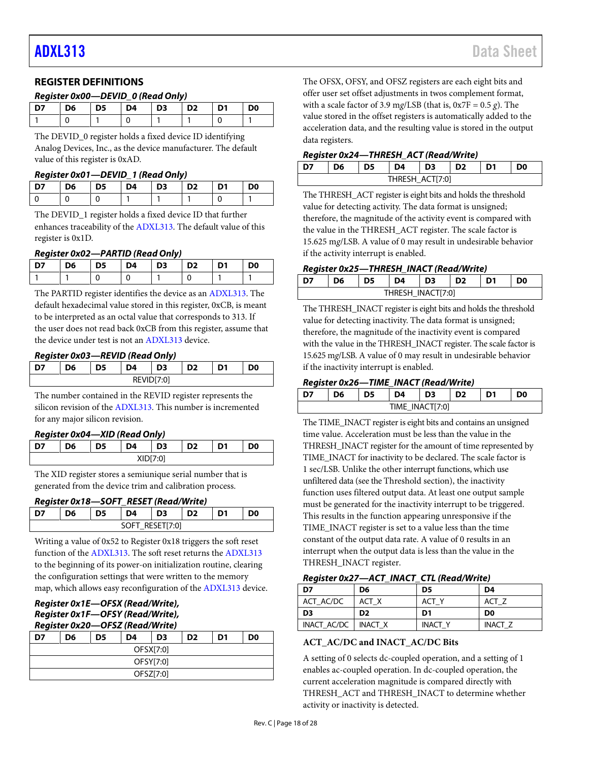## REGISTER DEFINITIONS

### *Register 0x00—DEVID_0 (Read Only)*

| D7 | D6 | D5 | D4 | D3 | D2 | D1 | D0 |
|---|---|---|---|---|---|---|---|
| 1 | 0 | 1 | 0 | 1 | 1 | 0 | 1 |

The DEVID_0 register holds a fixed device ID identifying Analog Devices, Inc., as the device manufacturer. The default value of this register is 0xAD.

### *Register 0x01—DEVID_1 (Read Only)*

| D7 | D6 | D5 | D4 | D3 | D2 | D1 | D0 |
|---|---|---|---|---|---|---|---|
| 0 | 0 | 0 | 1 | 1 | 1 | 0 | 1 |

The DEVID_1 register holds a fixed device ID that further enhances traceability of the ADXL313. The default value of this register is 0x1D.

### *Register 0x02—PARTID (Read Only)*

| D7 | D6 | D5 | D4 | D3 | D2 | D1 | D0 |
|---|---|---|---|---|---|---|---|
| 1 | 1 | 0 | 0 | 1 | 0 | 1 | 1 |

The PARTID register identifies the device as an ADXL313. The default hexadecimal value stored in this register, 0xCB, is meant to be interpreted as an octal value that corresponds to 313. If the user does not read back 0xCB from this register, assume that the device under test is not an ADXL313 device.

### *Register 0x03—REVID (Read Only)*

| D7 | D6 | D5 | D4 | D3 | D2 | D1 | D0 |
|---|---|---|---|---|---|---|---|
| REVID[7:0] | | | | | | | |

The number contained in the REVID register represents the silicon revision of the ADXL313. This number is incremented for any major silicon revision.

### *Register 0x04—XID (Read Only)*

| D7 | D6 | D5 | D4 | D3 | D2 | D1 | D0 |
|---|---|---|---|---|---|---|---|
| XID[7:0] | | | | | | | |

The XID register stores a semiunique serial number that is generated from the device trim and calibration process.

### *Register 0x18—SOFT_RESET (Read/Write)*

| D7 | D6 | D5 | D4 | D3 | D2 | D1 | D0 |
|---|---|---|---|---|---|---|---|
| SOFT_RESET[7:0] | | | | | | | |

Writing a value of 0x52 to Register 0x18 triggers the soft reset function of the ADXL313. The soft reset returns the ADXL313 to the beginning of its power-on initialization routine, clearing the configuration settings that were written to the memory map, which allows easy reconfiguration of the ADXL313 device.

### *Register 0x1E—OFSX (Read/Write), Register 0x1F—OFSY (Read/Write), Register 0x20—OFSZ (Read/Write)*

| D7 | D6 | D5 | D4 | D3 | D2 | D1 | D0 |
|---|---|---|---|---|---|---|---|
| OFSX[7:0] | | | | | | | |
| OFSY[7:0] | | | | | | | |
| OFSZ[7:0] | | | | | | | |

The OFSX, OFSY, and OFSZ registers are each eight bits and offer user set offset adjustments in twos complement format, with a scale factor of 3.9 m*g*/LSB (that is, 0x7F = 0.5 *g*). The value stored in the offset registers is automatically added to the acceleration data, and the resulting value is stored in the output data registers.

### *Register 0x24—THRESH_ACT (Read/Write)*

| D7 | D6 | D5 | D4 | D3 | D2 | D1 | D0 |
|---|---|---|---|---|---|---|---|
| THRESH_ACT[7:0] | | | | | | | |

The THRESH_ACT register is eight bits and holds the threshold value for detecting activity. The data format is unsigned; therefore, the magnitude of the activity event is compared with the value in the THRESH_ACT register. The scale factor is 15.625 m*g*/LSB. A value of 0 may result in undesirable behavior if the activity interrupt is enabled.

### *Register 0x25—THRESH_INACT (Read/Write)*

| D7 | D6 | D5 | D4 | D3 | D2 | D1 | D0 |
|---|---|---|---|---|---|---|---|
| THRESH_INACT[7:0] | | | | | | | |

The THRESH_INACT register is eight bits and holds the threshold value for detecting inactivity. The data format is unsigned; therefore, the magnitude of the inactivity event is compared with the value in the THRESH_INACT register. The scale factor is 15.625 m*g*/LSB. A value of 0 may result in undesirable behavior if the inactivity interrupt is enabled.

### *Register 0x26—TIME_INACT (Read/Write)*

| D7 | D6 | D5 | D4 | D3 | D2 | D1 | D0 |
|---|---|---|---|---|---|---|---|
| TIME_INACT[7:0] | | | | | | | |

The TIME_INACT register is eight bits and contains an unsigned time value. Acceleration must be less than the value in the THRESH_INACT register for the amount of time represented by TIME_INACT for inactivity to be declared. The scale factor is 1 sec/LSB. Unlike the other interrupt functions, which use unfiltered data (see the Threshold section), the inactivity function uses filtered output data. At least one output sample must be generated for the inactivity interrupt to be triggered. This results in the function appearing unresponsive if the TIME_INACT register is set to a value less than the time constant of the output data rate. A value of 0 results in an interrupt when the output data is less than the value in the THRESH_INACT register.

### *Register 0x27—ACT_INACT_CTL (Read/Write)*

| D7 | D6 | D5 | D4 |
|---|---|---|---|
| ACT_AC/DC | ACT_X | ACT_Y | ACT_Z |
| **D3** | **D2** | **D1** | **D0** |
| INACT_AC/DC | INACT_X | INACT_Y | INACT_Z |

#### ACT_AC/DC and INACT_AC/DC Bits

A setting of 0 selects dc-coupled operation, and a setting of 1 enables ac-coupled operation. In dc-coupled operation, the current acceleration magnitude is compared directly with THRESH_ACT and THRESH_INACT to determine whether activity or inactivity is detected.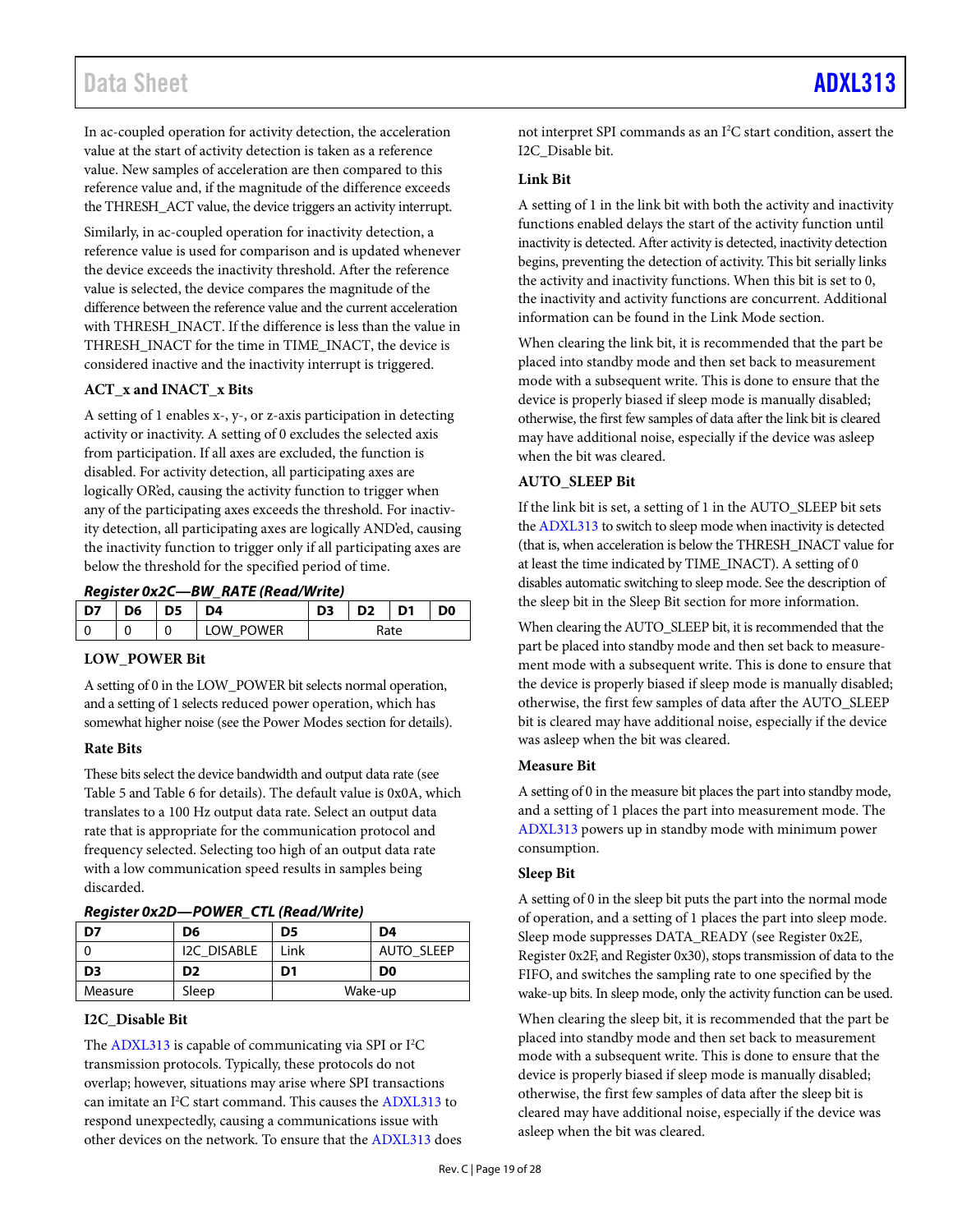In ac-coupled operation for activity detection, the acceleration value at the start of activity detection is taken as a reference value. New samples of acceleration are then compared to this reference value and, if the magnitude of the difference exceeds the THRESH_ACT value, the device triggers an activity interrupt.

Similarly, in ac-coupled operation for inactivity detection, a reference value is used for comparison and is updated whenever the device exceeds the inactivity threshold. After the reference value is selected, the device compares the magnitude of the difference between the reference value and the current acceleration with THRESH_INACT. If the difference is less than the value in THRESH_INACT for the time in TIME_INACT, the device is considered inactive and the inactivity interrupt is triggered.

### ACT_x and INACT_x Bits

A setting of 1 enables x-, y-, or z-axis participation in detecting activity or inactivity. A setting of 0 excludes the selected axis from participation. If all axes are excluded, the function is disabled. For activity detection, all participating axes are logically OR'ed, causing the activity function to trigger when any of the participating axes exceeds the threshold. For inactivity detection, all participating axes are logically AND'ed, causing the inactivity function to trigger only if all participating axes are below the threshold for the specified period of time.

*Register 0x2C—BW_RATE (Read/Write)*

| D7 | D6 | D5 | D4 | D3 | D2 | D1 | D0 |
|---|---|---|---|---|---|---|---|
| 0 | 0 | 0 | LOW_POWER | Rate | | | |

### LOW_POWER Bit

A setting of 0 in the LOW_POWER bit selects normal operation, and a setting of 1 selects reduced power operation, which has somewhat higher noise (see the Power Modes section for details).

### Rate Bits

These bits select the device bandwidth and output data rate (see Table 5 and Table 6 for details). The default value is 0x0A, which translates to a 100 Hz output data rate. Select an output data rate that is appropriate for the communication protocol and frequency selected. Selecting too high of an output data rate with a low communication speed results in samples being discarded.

*Register 0x2D—POWER_CTL (Read/Write)*

| D7 | D6 | D5 | D4 |
|---|---|---|---|
| 0 | I2C_DISABLE | Link | AUTO_SLEEP |
| **D3** | **D2** | **D1** | **D0** |
| Measure | Sleep | Wake-up | |

### I2C_Disable Bit

The ADXL313 is capable of communicating via SPI or I²C transmission protocols. Typically, these protocols do not overlap; however, situations may arise where SPI transactions can imitate an I²C start command. This causes the ADXL313 to respond unexpectedly, causing a communications issue with other devices on the network. To ensure that the ADXL313 does not interpret SPI commands as an I²C start condition, assert the I2C_Disable bit.

### Link Bit

A setting of 1 in the link bit with both the activity and inactivity functions enabled delays the start of the activity function until inactivity is detected. After activity is detected, inactivity detection begins, preventing the detection of activity. This bit serially links the activity and inactivity functions. When this bit is set to 0, the inactivity and activity functions are concurrent. Additional information can be found in the Link Mode section.

When clearing the link bit, it is recommended that the part be placed into standby mode and then set back to measurement mode with a subsequent write. This is done to ensure that the device is properly biased if sleep mode is manually disabled; otherwise, the first few samples of data after the link bit is cleared may have additional noise, especially if the device was asleep when the bit was cleared.

### AUTO_SLEEP Bit

If the link bit is set, a setting of 1 in the AUTO_SLEEP bit sets the ADXL313 to switch to sleep mode when inactivity is detected (that is, when acceleration is below the THRESH_INACT value for at least the time indicated by TIME_INACT). A setting of 0 disables automatic switching to sleep mode. See the description of the sleep bit in the Sleep Bit section for more information.

When clearing the AUTO_SLEEP bit, it is recommended that the part be placed into standby mode and then set back to measurement mode with a subsequent write. This is done to ensure that the device is properly biased if sleep mode is manually disabled; otherwise, the first few samples of data after the AUTO_SLEEP bit is cleared may have additional noise, especially if the device was asleep when the bit was cleared.

### Measure Bit

A setting of 0 in the measure bit places the part into standby mode, and a setting of 1 places the part into measurement mode. The ADXL313 powers up in standby mode with minimum power consumption.

### Sleep Bit

A setting of 0 in the sleep bit puts the part into the normal mode of operation, and a setting of 1 places the part into sleep mode. Sleep mode suppresses DATA_READY (see Register 0x2E, Register 0x2F, and Register 0x30), stops transmission of data to the FIFO, and switches the sampling rate to one specified by the wake-up bits. In sleep mode, only the activity function can be used.

When clearing the sleep bit, it is recommended that the part be placed into standby mode and then set back to measurement mode with a subsequent write. This is done to ensure that the device is properly biased if sleep mode is manually disabled; otherwise, the first few samples of data after the sleep bit is cleared may have additional noise, especially if the device was asleep when the bit was cleared.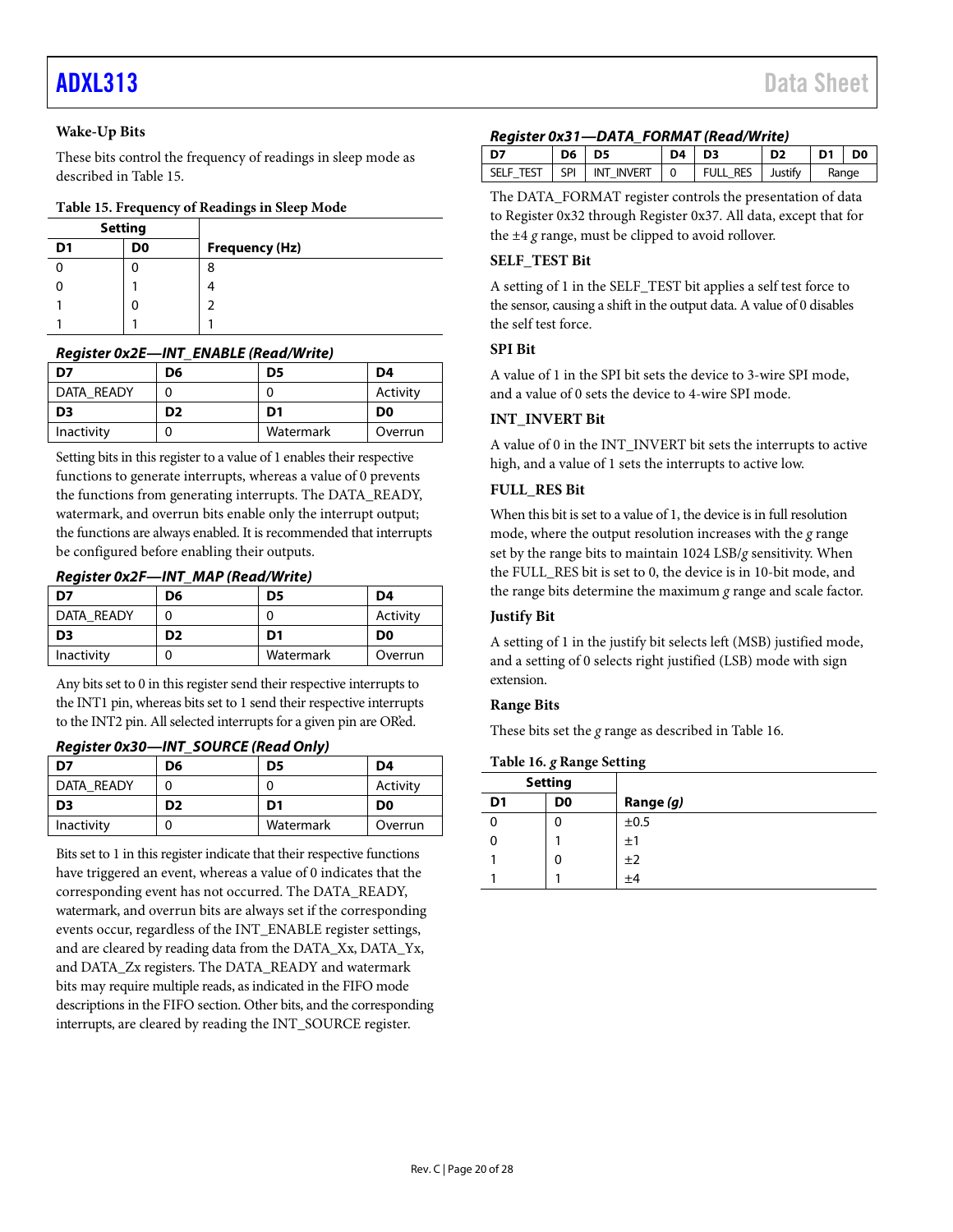### Wake-Up Bits

These bits control the frequency of readings in sleep mode as described in Table 15.

**Table 15. Frequency of Readings in Sleep Mode**

| Setting | | |
|---|---|---|
| **D1** | **D0** | **Frequency (Hz)** |
| 0 | 0 | 8 |
| 0 | 1 | 4 |
| 1 | 0 | 2 |
| 1 | 1 | 1 |

#### Register 0x2E—INT_ENABLE (Read/Write)

| D7 | D6 | D5 | D4 |
|---|---|---|---|
| DATA_READY | 0 | 0 | Activity |
| **D3** | **D2** | **D1** | **D0** |
| Inactivity | 0 | Watermark | Overrun |

Setting bits in this register to a value of 1 enables their respective functions to generate interrupts, whereas a value of 0 prevents the functions from generating interrupts. The DATA_READY, watermark, and overrun bits enable only the interrupt output; the functions are always enabled. It is recommended that interrupts be configured before enabling their outputs.

#### Register 0x2F—INT_MAP (Read/Write)

| D7 | D6 | D5 | D4 |
|---|---|---|---|
| DATA_READY | 0 | 0 | Activity |
| **D3** | **D2** | **D1** | **D0** |
| Inactivity | 0 | Watermark | Overrun |

Any bits set to 0 in this register send their respective interrupts to the INT1 pin, whereas bits set to 1 send their respective interrupts to the INT2 pin. All selected interrupts for a given pin are OR'ed.

#### Register 0x30—INT_SOURCE (Read Only)

| D7 | D6 | D5 | D4 |
|---|---|---|---|
| DATA_READY | 0 | 0 | Activity |
| **D3** | **D2** | **D1** | **D0** |
| Inactivity | 0 | Watermark | Overrun |

Bits set to 1 in this register indicate that their respective functions have triggered an event, whereas a value of 0 indicates that the corresponding event has not occurred. The DATA_READY, watermark, and overrun bits are always set if the corresponding events occur, regardless of the INT_ENABLE register settings, and are cleared by reading data from the DATA_Xx, DATA_Yx, and DATA_Zx registers. The DATA_READY and watermark bits may require multiple reads, as indicated in the FIFO mode descriptions in the FIFO section. Other bits, and the corresponding interrupts, are cleared by reading the INT_SOURCE register.

#### Register 0x31—DATA_FORMAT (Read/Write)

| D7 | D6 | D5 | D4 | D3 | D2 | D1 | D0 |
|---|---|---|---|---|---|---|---|
| SELF_TEST | SPI | INT_INVERT | 0 | FULL_RES | Justify | Range | |

The DATA_FORMAT register controls the presentation of data to Register 0x32 through Register 0x37. All data, except that for the ±4 *g* range, must be clipped to avoid rollover.

### SELF_TEST Bit

A setting of 1 in the SELF_TEST bit applies a self test force to the sensor, causing a shift in the output data. A value of 0 disables the self test force.

### SPI Bit

A value of 1 in the SPI bit sets the device to 3-wire SPI mode, and a value of 0 sets the device to 4-wire SPI mode.

### INT_INVERT Bit

A value of 0 in the INT_INVERT bit sets the interrupts to active high, and a value of 1 sets the interrupts to active low.

### FULL_RES Bit

When this bit is set to a value of 1, the device is in full resolution mode, where the output resolution increases with the *g* range set by the range bits to maintain 1024 LSB/*g* sensitivity. When the FULL_RES bit is set to 0, the device is in 10-bit mode, and the range bits determine the maximum *g* range and scale factor.

### Justify Bit

A setting of 1 in the justify bit selects left (MSB) justified mode, and a setting of 0 selects right justified (LSB) mode with sign extension.

### Range Bits

These bits set the *g* range as described in Table 16.

**Table 16. *g* Range Setting**

| Setting | | |
|---|---|---|
| **D1** | **D0** | **Range *(g)*** |
| 0 | 0 | ±0.5 |
| 0 | 1 | ±1 |
| 1 | 0 | ±2 |
| 1 | 1 | ±4 |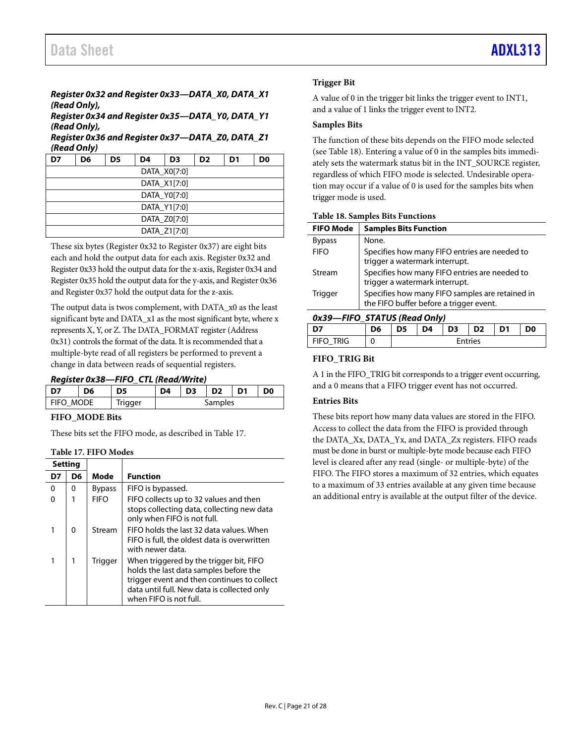#### Register 0x32 and Register 0x33—DATA_X0, DATA_X1 (Read Only), Register 0x34 and Register 0x35—DATA_Y0, DATA_Y1 (Read Only), Register 0x36 and Register 0x37—DATA_Z0, DATA_Z1 (Read Only)

| D7 | D6 | D5 | D4 | D3 | D2 | D1 | D0 |
|---|---|---|---|---|---|---|---|
| DATA_X0[7:0] | | | | | | | |
| DATA_X1[7:0] | | | | | | | |
| DATA_Y0[7:0] | | | | | | | |
| DATA_Y1[7:0] | | | | | | | |
| DATA_Z0[7:0] | | | | | | | |
| DATA_Z1[7:0] | | | | | | | |

These six bytes (Register 0x32 to Register 0x37) are eight bits each and hold the output data for each axis. Register 0x32 and Register 0x33 hold the output data for the x-axis, Register 0x34 and Register 0x35 hold the output data for the y-axis, and Register 0x36 and Register 0x37 hold the output data for the z-axis.

The output data is twos complement, with DATA_x0 as the least significant byte and DATA_x1 as the most significant byte, where x represents X, Y, or Z. The DATA_FORMAT register (Address 0x31) controls the format of the data. It is recommended that a multiple-byte read of all registers be performed to prevent a change in data between reads of sequential registers.

#### Register 0x38—FIFO_CTL (Read/Write)

| D7 | D6 | D5 | D4 | D3 | D2 | D1 | D0 |
|---|---|---|---|---|---|---|---|
| FIFO_MODE | | Trigger | Samples | | | | |

##### FIFO_MODE Bits

These bits set the FIFO mode, as described in Table 17.

**Table 17. FIFO Modes**

| Setting | | Mode | Function |
|---|---|---|---|
| D7 | D6 | | |
| 0 | 0 | Bypass | FIFO is bypassed. |
| 0 | 1 | FIFO | FIFO collects up to 32 values and then stops collecting data, collecting new data only when FIFO is not full. |
| 1 | 0 | Stream | FIFO holds the last 32 data values. When FIFO is full, the oldest data is overwritten with newer data. |
| 1 | 1 | Trigger | When triggered by the trigger bit, FIFO holds the last data samples before the trigger event and then continues to collect data until full. New data is collected only when FIFO is not full. |

##### Trigger Bit

A value of 0 in the trigger bit links the trigger event to INT1, and a value of 1 links the trigger event to INT2.

##### Samples Bits

The function of these bits depends on the FIFO mode selected (see Table 18). Entering a value of 0 in the samples bits immediately sets the watermark status bit in the INT_SOURCE register, regardless of which FIFO mode is selected. Undesirable operation may occur if a value of 0 is used for the samples bits when trigger mode is used.

**Table 18. Samples Bits Functions**

| FIFO Mode | Samples Bits Function |
|---|---|
| Bypass | None. |
| FIFO | Specifies how many FIFO entries are needed to trigger a watermark interrupt. |
| Stream | Specifies how many FIFO entries are needed to trigger a watermark interrupt. |
| Trigger | Specifies how many FIFO samples are retained in the FIFO buffer before a trigger event. |

#### 0x39—FIFO_STATUS (Read Only)

| D7 | D6 | D5 | D4 | D3 | D2 | D1 | D0 |
|---|---|---|---|---|---|---|---|
| FIFO_TRIG | 0 | Entries | | | | | |

##### FIFO_TRIG Bit

A 1 in the FIFO_TRIG bit corresponds to a trigger event occurring, and a 0 means that a FIFO trigger event has not occurred.

##### Entries Bits

These bits report how many data values are stored in the FIFO. Access to collect the data from the FIFO is provided through the DATA_Xx, DATA_Yx, and DATA_Zx registers. FIFO reads must be done in burst or multiple-byte mode because each FIFO level is cleared after any read (single- or multiple-byte) of the FIFO. The FIFO stores a maximum of 32 entries, which equates to a maximum of 33 entries available at any given time because an additional entry is available at the output filter of the device.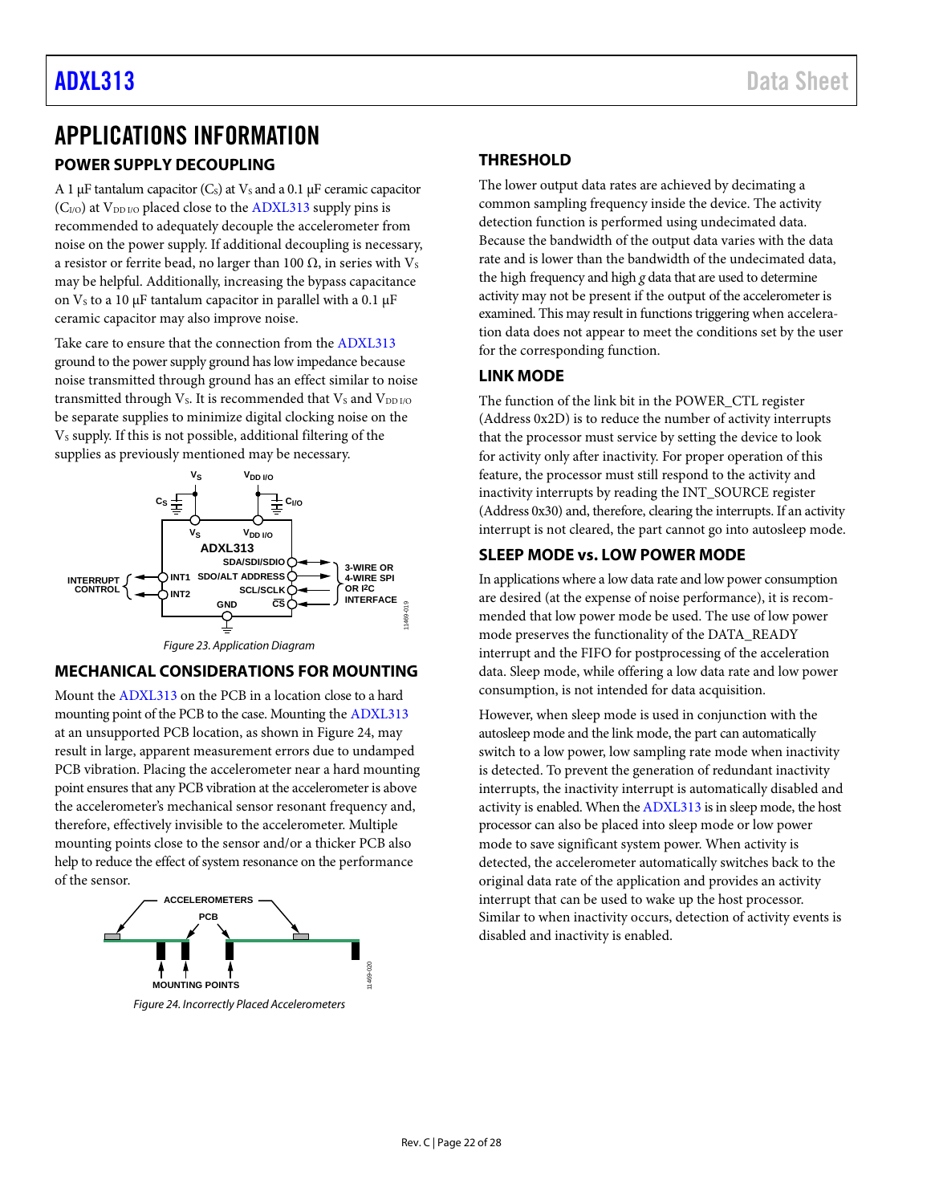# APPLICATIONS INFORMATION

## POWER SUPPLY DECOUPLING

A 1 μF tantalum capacitor ($C_S$) at $V_S$ and a 0.1 μF ceramic capacitor ($C_{I/O}$) at $V_{DD\ I/O}$ placed close to the ADXL313 supply pins is recommended to adequately decouple the accelerometer from noise on the power supply. If additional decoupling is necessary, a resistor or ferrite bead, no larger than 100 Ω, in series with $V_S$ may be helpful. Additionally, increasing the bypass capacitance on $V_S$ to a 10 μF tantalum capacitor in parallel with a 0.1 μF ceramic capacitor may also improve noise.

Take care to ensure that the connection from the ADXL313 ground to the power supply ground has low impedance because noise transmitted through ground has an effect similar to noise transmitted through $V_S$. It is recommended that $V_S$ and $V_{DD\ I/O}$ be separate supplies to minimize digital clocking noise on the $V_S$ supply. If this is not possible, additional filtering of the supplies as previously mentioned may be necessary.

*Figure 23. Application Diagram*

## MECHANICAL CONSIDERATIONS FOR MOUNTING

Mount the ADXL313 on the PCB in a location close to a hard mounting point of the PCB to the case. Mounting the ADXL313 at an unsupported PCB location, as shown in Figure 24, may result in large, apparent measurement errors due to undamped PCB vibration. Placing the accelerometer near a hard mounting point ensures that any PCB vibration at the accelerometer is above the accelerometer's mechanical sensor resonant frequency and, therefore, effectively invisible to the accelerometer. Multiple mounting points close to the sensor and/or a thicker PCB also help to reduce the effect of system resonance on the performance of the sensor.

*Figure 24. Incorrectly Placed Accelerometers*

## THRESHOLD

The lower output data rates are achieved by decimating a common sampling frequency inside the device. The activity detection function is performed using undecimated data. Because the bandwidth of the output data varies with the data rate and is lower than the bandwidth of the undecimated data, the high frequency and high *g* data that are used to determine activity may not be present if the output of the accelerometer is examined. This may result in functions triggering when acceleration data does not appear to meet the conditions set by the user for the corresponding function.

## LINK MODE

The function of the link bit in the POWER_CTL register (Address 0x2D) is to reduce the number of activity interrupts that the processor must service by setting the device to look for activity only after inactivity. For proper operation of this feature, the processor must still respond to the activity and inactivity interrupts by reading the INT_SOURCE register (Address 0x30) and, therefore, clearing the interrupts. If an activity interrupt is not cleared, the part cannot go into autosleep mode.

## SLEEP MODE vs. LOW POWER MODE

In applications where a low data rate and low power consumption are desired (at the expense of noise performance), it is recommended that low power mode be used. The use of low power mode preserves the functionality of the DATA_READY interrupt and the FIFO for postprocessing of the acceleration data. Sleep mode, while offering a low data rate and low power consumption, is not intended for data acquisition.

However, when sleep mode is used in conjunction with the autosleep mode and the link mode, the part can automatically switch to a low power, low sampling rate mode when inactivity is detected. To prevent the generation of redundant inactivity interrupts, the inactivity interrupt is automatically disabled and activity is enabled. When the ADXL313 is in sleep mode, the host processor can also be placed into sleep mode or low power mode to save significant system power. When activity is detected, the accelerometer automatically switches back to the original data rate of the application and provides an activity interrupt that can be used to wake up the host processor. Similar to when inactivity occurs, detection of activity events is disabled and inactivity is enabled.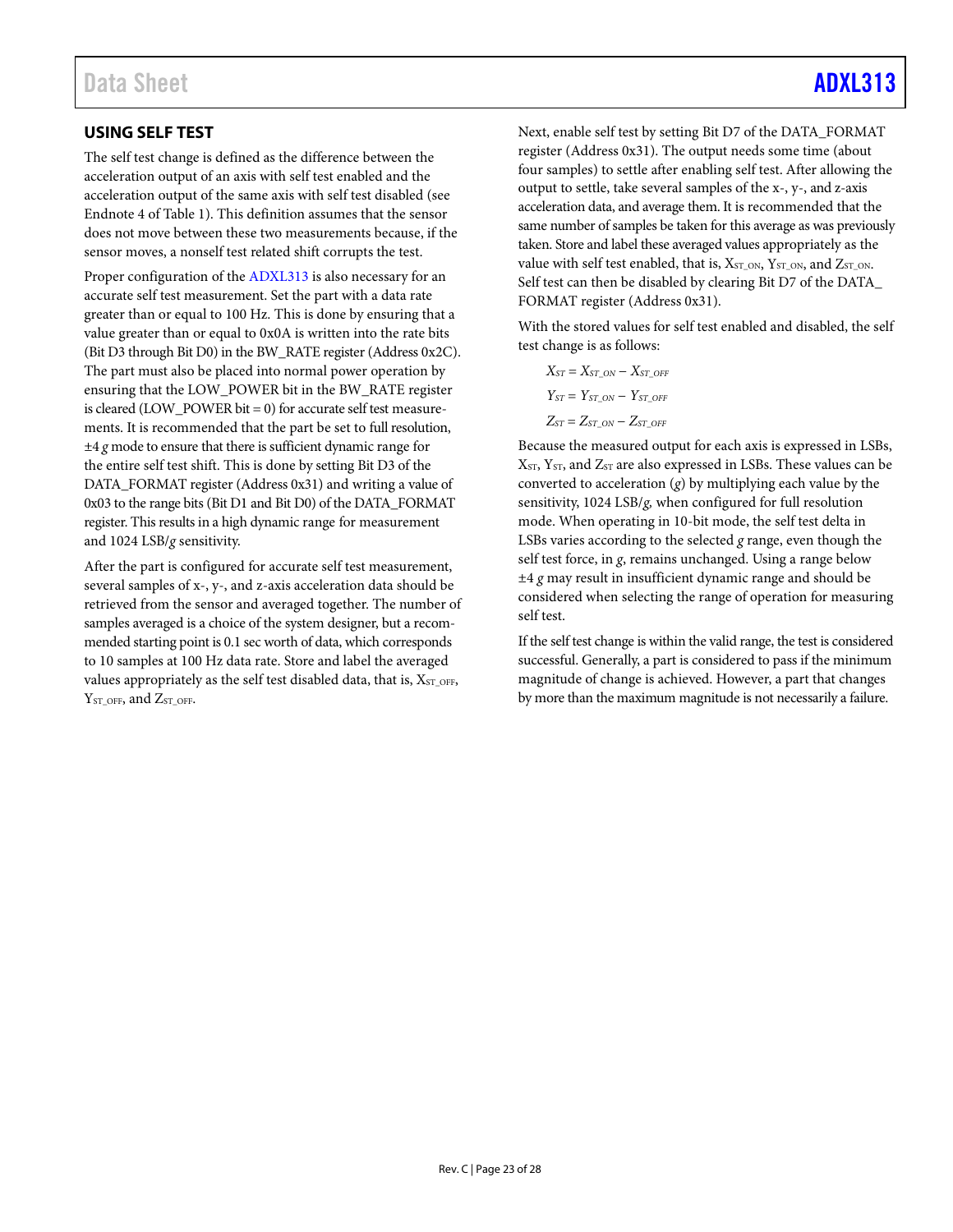## USING SELF TEST

The self test change is defined as the difference between the acceleration output of an axis with self test enabled and the acceleration output of the same axis with self test disabled (see Endnote 4 of Table 1). This definition assumes that the sensor does not move between these two measurements because, if the sensor moves, a nonself test related shift corrupts the test.

Proper configuration of the ADXL313 is also necessary for an accurate self test measurement. Set the part with a data rate greater than or equal to 100 Hz. This is done by ensuring that a value greater than or equal to 0x0A is written into the rate bits (Bit D3 through Bit D0) in the BW_RATE register (Address 0x2C). The part must also be placed into normal power operation by ensuring that the LOW_POWER bit in the BW_RATE register is cleared (LOW_POWER bit = 0) for accurate self test measurements. It is recommended that the part be set to full resolution, ±4 *g* mode to ensure that there is sufficient dynamic range for the entire self test shift. This is done by setting Bit D3 of the DATA_FORMAT register (Address 0x31) and writing a value of 0x03 to the range bits (Bit D1 and Bit D0) of the DATA_FORMAT register. This results in a high dynamic range for measurement and 1024 LSB/*g* sensitivity.

After the part is configured for accurate self test measurement, several samples of x-, y-, and z-axis acceleration data should be retrieved from the sensor and averaged together. The number of samples averaged is a choice of the system designer, but a recommended starting point is 0.1 sec worth of data, which corresponds to 10 samples at 100 Hz data rate. Store and label the averaged values appropriately as the self test disabled data, that is, $X_{ST\_OFF}$, $Y_{ST\_OFF}$, and $Z_{ST\_OFF}$.

Next, enable self test by setting Bit D7 of the DATA_FORMAT register (Address 0x31). The output needs some time (about four samples) to settle after enabling self test. After allowing the output to settle, take several samples of the x-, y-, and z-axis acceleration data, and average them. It is recommended that the same number of samples be taken for this average as was previously taken. Store and label these averaged values appropriately as the value with self test enabled, that is, $X_{ST\_ON}$, $Y_{ST\_ON}$, and $Z_{ST\_ON}$. Self test can then be disabled by clearing Bit D7 of the DATA_FORMAT register (Address 0x31).

With the stored values for self test enabled and disabled, the self test change is as follows:

$$X_{ST} = X_{ST\_ON} - X_{ST\_OFF}$$

$$Y_{ST} = Y_{ST\_ON} - Y_{ST\_OFF}$$

$$Z_{ST} = Z_{ST\_ON} - Z_{ST\_OFF}$$

Because the measured output for each axis is expressed in LSBs, $X_{ST}$, $Y_{ST}$, and $Z_{ST}$ are also expressed in LSBs. These values can be converted to acceleration (*g*) by multiplying each value by the sensitivity, 1024 LSB/*g*, when configured for full resolution mode. When operating in 10-bit mode, the self test delta in LSBs varies according to the selected *g* range, even though the self test force, in *g*, remains unchanged. Using a range below ±4 *g* may result in insufficient dynamic range and should be considered when selecting the range of operation for measuring self test.

If the self test change is within the valid range, the test is considered successful. Generally, a part is considered to pass if the minimum magnitude of change is achieved. However, a part that changes by more than the maximum magnitude is not necessarily a failure.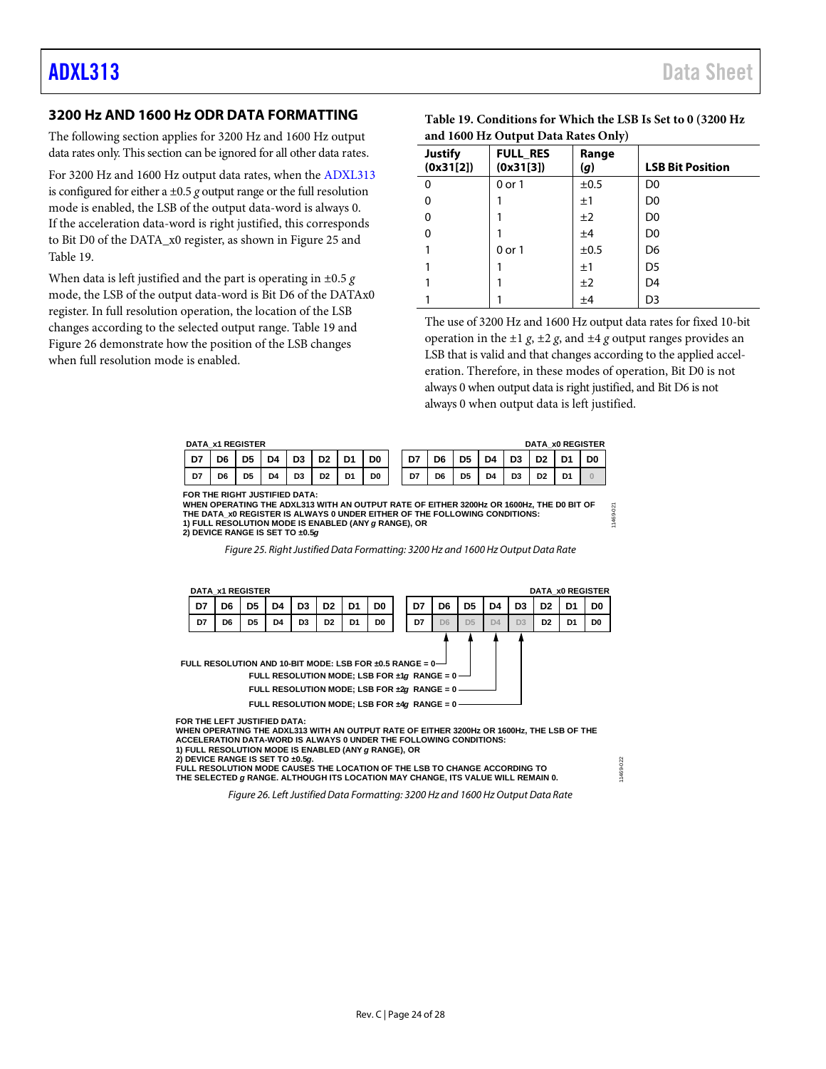## 3200 Hz AND 1600 Hz ODR DATA FORMATTING

The following section applies for 3200 Hz and 1600 Hz output data rates only. This section can be ignored for all other data rates.

For 3200 Hz and 1600 Hz output data rates, when the ADXL313 is configured for either a ±0.5 *g* output range or the full resolution mode is enabled, the LSB of the output data-word is always 0. If the acceleration data-word is right justified, this corresponds to Bit D0 of the DATA_x0 register, as shown in Figure 25 and Table 19.

When data is left justified and the part is operating in ±0.5 *g* mode, the LSB of the output data-word is Bit D6 of the DATAx0 register. In full resolution operation, the location of the LSB changes according to the selected output range. Table 19 and Figure 26 demonstrate how the position of the LSB changes when full resolution mode is enabled.

**Table 19. Conditions for Which the LSB Is Set to 0 (3200 Hz and 1600 Hz Output Data Rates Only)**

| Justify (0x31[2]) | FULL_RES (0x31[3]) | Range (*g*) | LSB Bit Position |
|---|---|---|---|
| 0 | 0 or 1 | ±0.5 | D0 |
| 0 | 1 | ±1 | D0 |
| 0 | 1 | ±2 | D0 |
| 0 | 1 | ±4 | D0 |
| 1 | 0 or 1 | ±0.5 | D6 |
| 1 | 1 | ±1 | D5 |
| 1 | 1 | ±2 | D4 |
| 1 | 1 | ±4 | D3 |

The use of 3200 Hz and 1600 Hz output data rates for fixed 10-bit operation in the ±1 *g*, ±2 *g*, and ±4 *g* output ranges provides an LSB that is valid and that changes according to the applied acceleration. Therefore, in these modes of operation, Bit D0 is not always 0 when output data is right justified, and Bit D6 is not always 0 when output data is left justified.

| DATA_x1 REGISTER | | | | | | | | DATA_x0 REGISTER | | | | | | | |
|---|---|---|---|---|---|---|---|---|---|---|---|---|---|---|---|
| D7 | D6 | D5 | D4 | D3 | D2 | D1 | D0 | D7 | D6 | D5 | D4 | D3 | D2 | D1 | D0 |
| D7 | D6 | D5 | D4 | D3 | D2 | D1 | D0 | D7 | D6 | D5 | D4 | D3 | D2 | D1 | 0 |

FOR THE RIGHT JUSTIFIED DATA:
WHEN OPERATING THE ADXL313 WITH AN OUTPUT RATE OF EITHER 3200Hz OR 1600Hz, THE D0 BIT OF THE DATA_x0 REGISTER IS ALWAYS 0 UNDER EITHER OF THE FOLLOWING CONDITIONS:
1) FULL RESOLUTION MODE IS ENABLED (ANY *g* RANGE), OR
2) DEVICE RANGE IS SET TO ±0.5*g*

*Figure 25. Right Justified Data Formatting: 3200 Hz and 1600 Hz Output Data Rate*

| DATA_x1 REGISTER | | | | | | | | DATA_x0 REGISTER | | | | | | | |
|---|---|---|---|---|---|---|---|---|---|---|---|---|---|---|---|
| D7 | D6 | D5 | D4 | D3 | D2 | D1 | D0 | D7 | D6 | D5 | D4 | D3 | D2 | D1 | D0 |
| D7 | D6 | D5 | D4 | D3 | D2 | D1 | D0 | D7 | D6 | D5 | D4 | D3 | D2 | D1 | D0 |

FULL RESOLUTION AND 10-BIT MODE: LSB FOR ±0.5 RANGE = 0 (D6)
FULL RESOLUTION MODE; LSB FOR ±1*g* RANGE = 0 (D5)
FULL RESOLUTION MODE; LSB FOR ±2*g* RANGE = 0 (D4)
FULL RESOLUTION MODE; LSB FOR ±4*g* RANGE = 0 (D3)

FOR THE LEFT JUSTIFIED DATA:
WHEN OPERATING THE ADXL313 WITH AN OUTPUT RATE OF EITHER 3200Hz OR 1600Hz, THE LSB OF THE ACCELERATION DATA-WORD IS ALWAYS 0 UNDER THE FOLLOWING CONDITIONS:
1) FULL RESOLUTION MODE IS ENABLED (ANY *g* RANGE), OR
2) DEVICE RANGE IS SET TO ±0.5*g*.
FULL RESOLUTION MODE CAUSES THE LOCATION OF THE LSB TO CHANGE ACCORDING TO THE SELECTED *g* RANGE. ALTHOUGH ITS LOCATION MAY CHANGE, ITS VALUE WILL REMAIN 0.

*Figure 26. Left Justified Data Formatting: 3200 Hz and 1600 Hz Output Data Rate*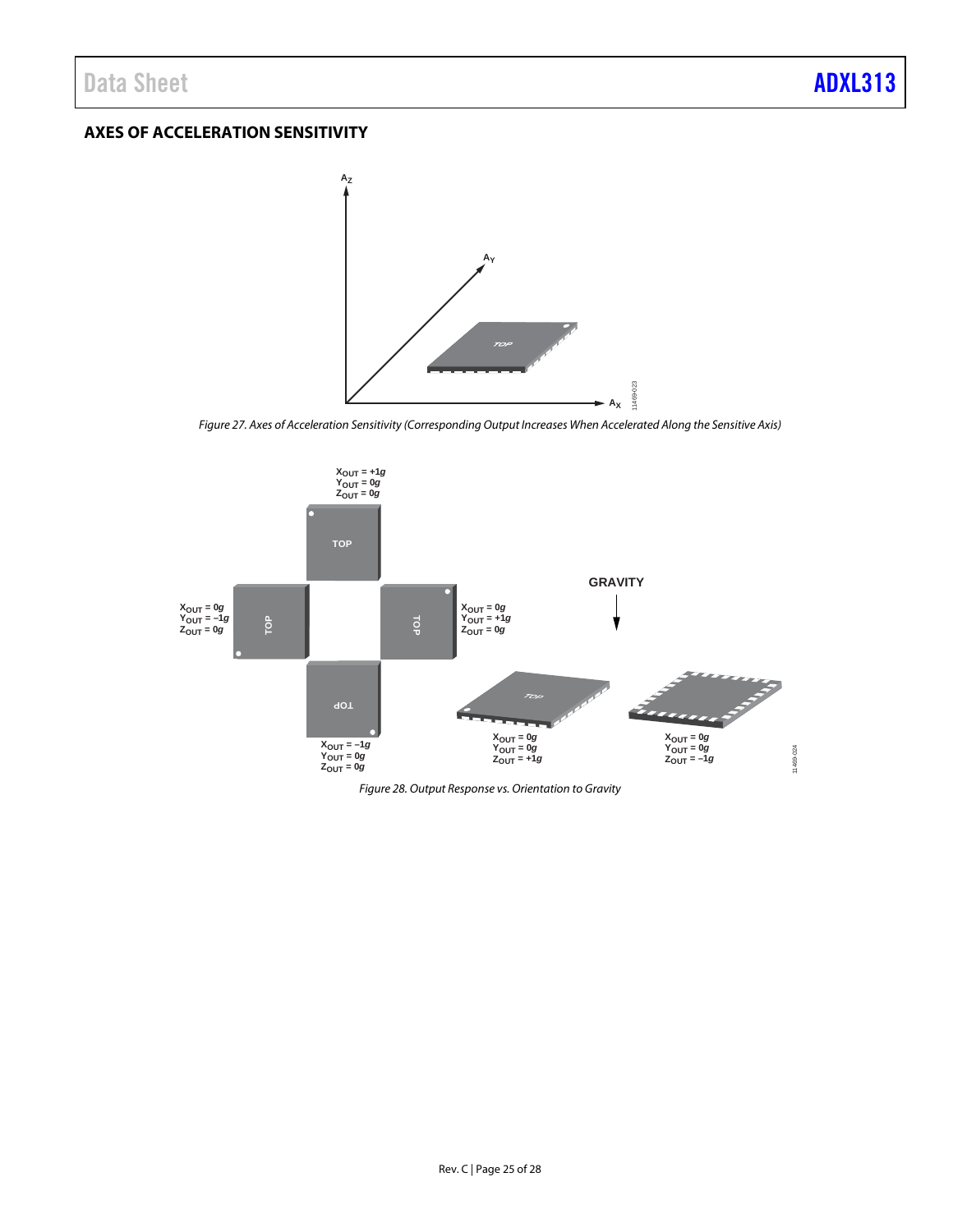## AXES OF ACCELERATION SENSITIVITY

Figure 27. Axes of Acceleration Sensitivity (Corresponding Output Increases When Accelerated Along the Sensitive Axis)

Figure 28. Output Response vs. Orientation to Gravity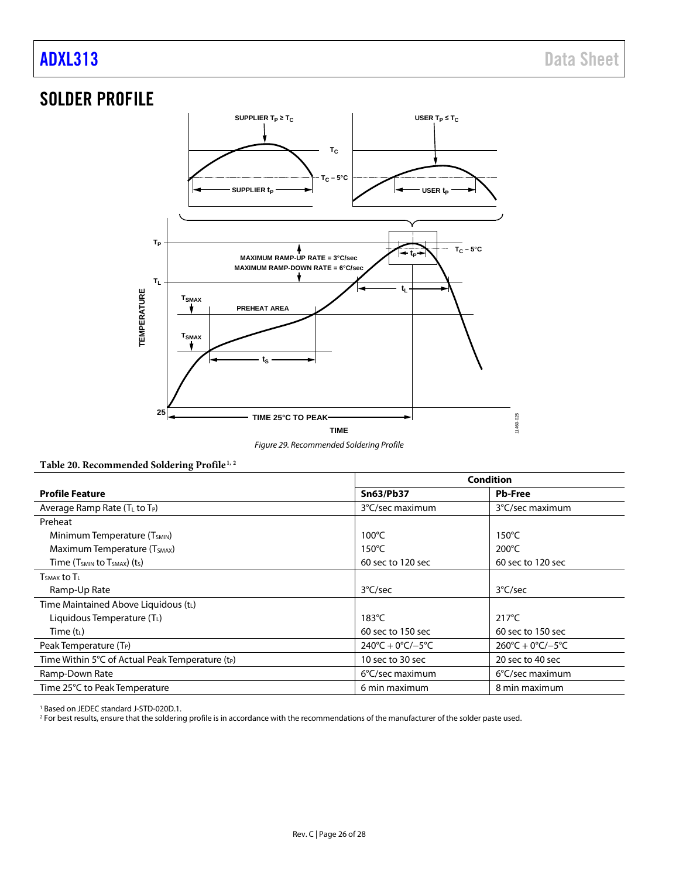## SOLDER PROFILE

Figure 29. Recommended Soldering Profile

**Table 20. Recommended Soldering Profile[1, 2]**

| Profile Feature | Condition | |
|---|---|---|
| | **Sn63/Pb37** | **Pb-Free** |
| Average Ramp Rate ($T_L$ to $T_P$) | 3°C/sec maximum | 3°C/sec maximum |
| Preheat | | |
| Minimum Temperature ($T_{SMIN}$) | 100°C | 150°C |
| Maximum Temperature ($T_{SMAX}$) | 150°C | 200°C |
| Time ($T_{SMIN}$ to $T_{SMAX}$) ($t_S$) | 60 sec to 120 sec | 60 sec to 120 sec |
| $T_{SMAX}$ to $T_L$ | | |
| Ramp-Up Rate | 3°C/sec | 3°C/sec |
| Time Maintained Above Liquidous ($t_L$) | | |
| Liquidous Temperature ($T_L$) | 183°C | 217°C |
| Time ($t_L$) | 60 sec to 150 sec | 60 sec to 150 sec |
| Peak Temperature ($T_P$) | 240°C + 0°C/−5°C | 260°C + 0°C/−5°C |
| Time Within 5°C of Actual Peak Temperature ($t_P$) | 10 sec to 30 sec | 20 sec to 40 sec |
| Ramp-Down Rate | 6°C/sec maximum | 6°C/sec maximum |
| Time 25°C to Peak Temperature | 6 min maximum | 8 min maximum |

[1] Based on JEDEC standard J-STD-020D.1.

[2] For best results, ensure that the soldering profile is in accordance with the recommendations of the manufacturer of the solder paste used.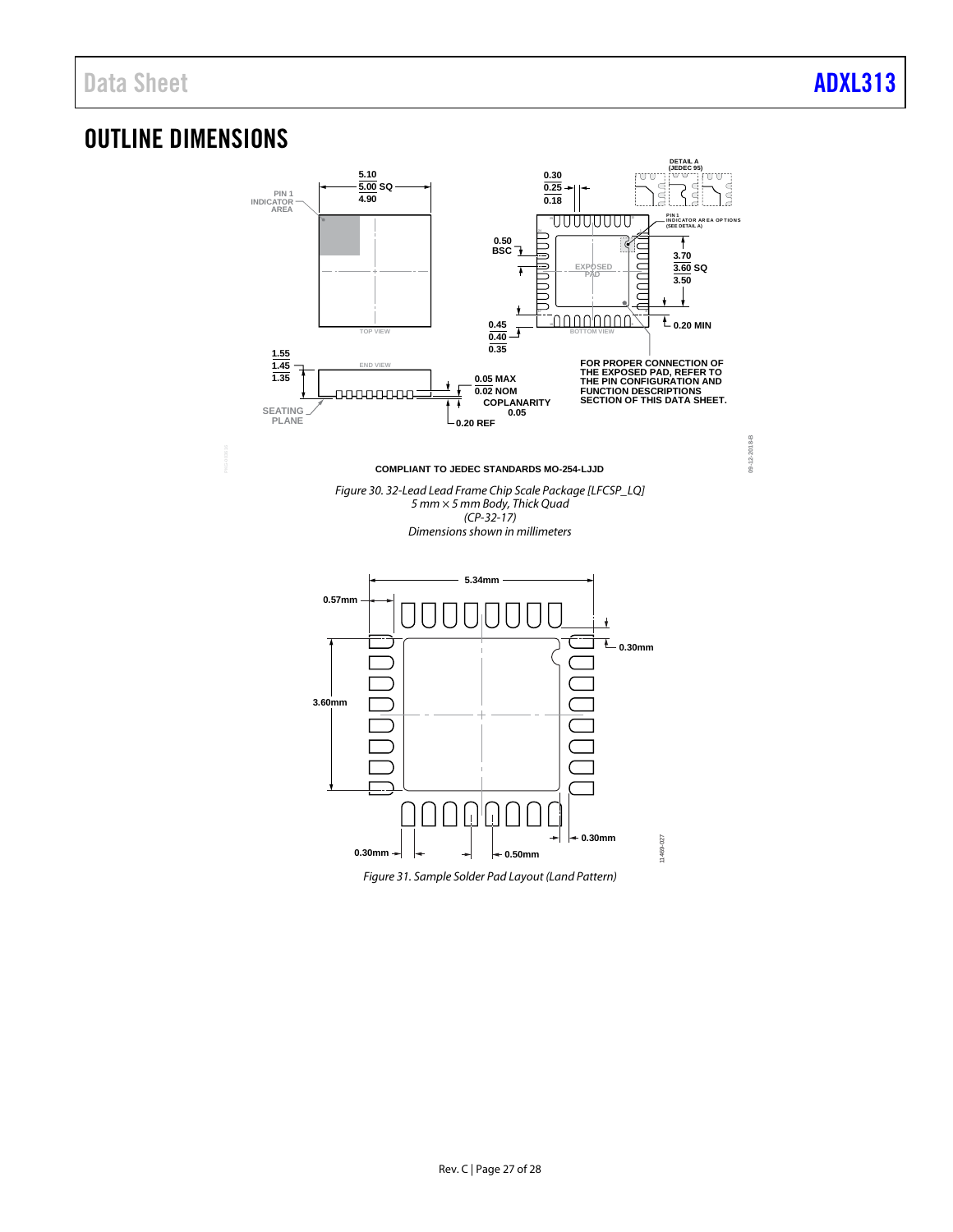# OUTLINE DIMENSIONS

*Figure 30. 32-Lead Lead Frame Chip Scale Package [LFCSP_LQ]*
*5 mm × 5 mm Body, Thick Quad*
*(CP-32-17)*
*Dimensions shown in millimeters*

*Figure 31. Sample Solder Pad Layout (Land Pattern)*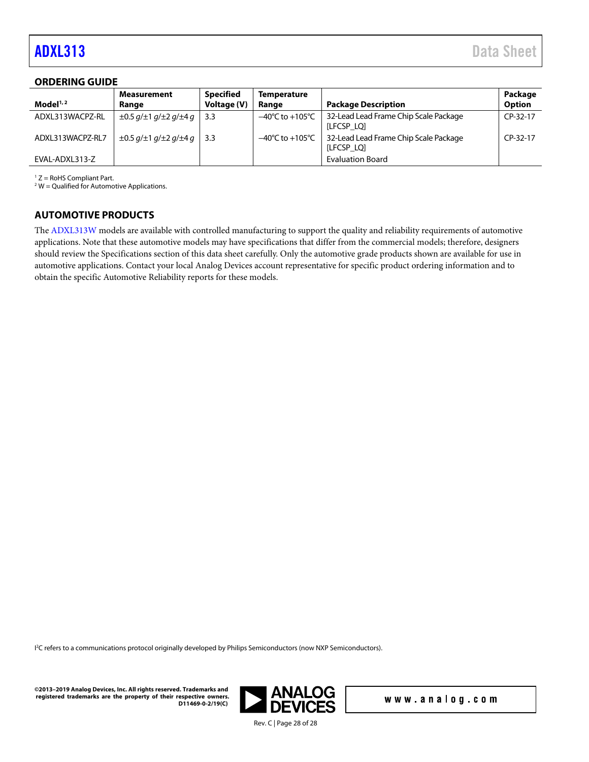## ORDERING GUIDE

| Model[1, 2] | Measurement Range | Specified Voltage (V) | Temperature Range | Package Description | Package Option |
|---|---|---|---|---|---|
| ADXL313WACPZ-RL | ±0.5 *g*/±1 *g*/±2 *g*/±4 *g* | 3.3 | −40°C to +105°C | 32-Lead Lead Frame Chip Scale Package [LFCSP_LQ] | CP-32-17 |
| ADXL313WACPZ-RL7 | ±0.5 *g*/±1 *g*/±2 *g*/±4 *g* | 3.3 | −40°C to +105°C | 32-Lead Lead Frame Chip Scale Package [LFCSP_LQ] | CP-32-17 |
| EVAL-ADXL313-Z | | | | Evaluation Board | |

[1] Z = RoHS Compliant Part.
[2] W = Qualified for Automotive Applications.

## AUTOMOTIVE PRODUCTS

The ADXL313W models are available with controlled manufacturing to support the quality and reliability requirements of automotive applications. Note that these automotive models may have specifications that differ from the commercial models; therefore, designers should review the Specifications section of this data sheet carefully. Only the automotive grade products shown are available for use in automotive applications. Contact your local Analog Devices account representative for specific product ordering information and to obtain the specific Automotive Reliability reports for these models.

I²C refers to a communications protocol originally developed by Philips Semiconductors (now NXP Semiconductors).

©2013–2019 Analog Devices, Inc. All rights reserved. Trademarks and registered trademarks are the property of their respective owners.
D11469-0-2/19(C)

www.analog.com